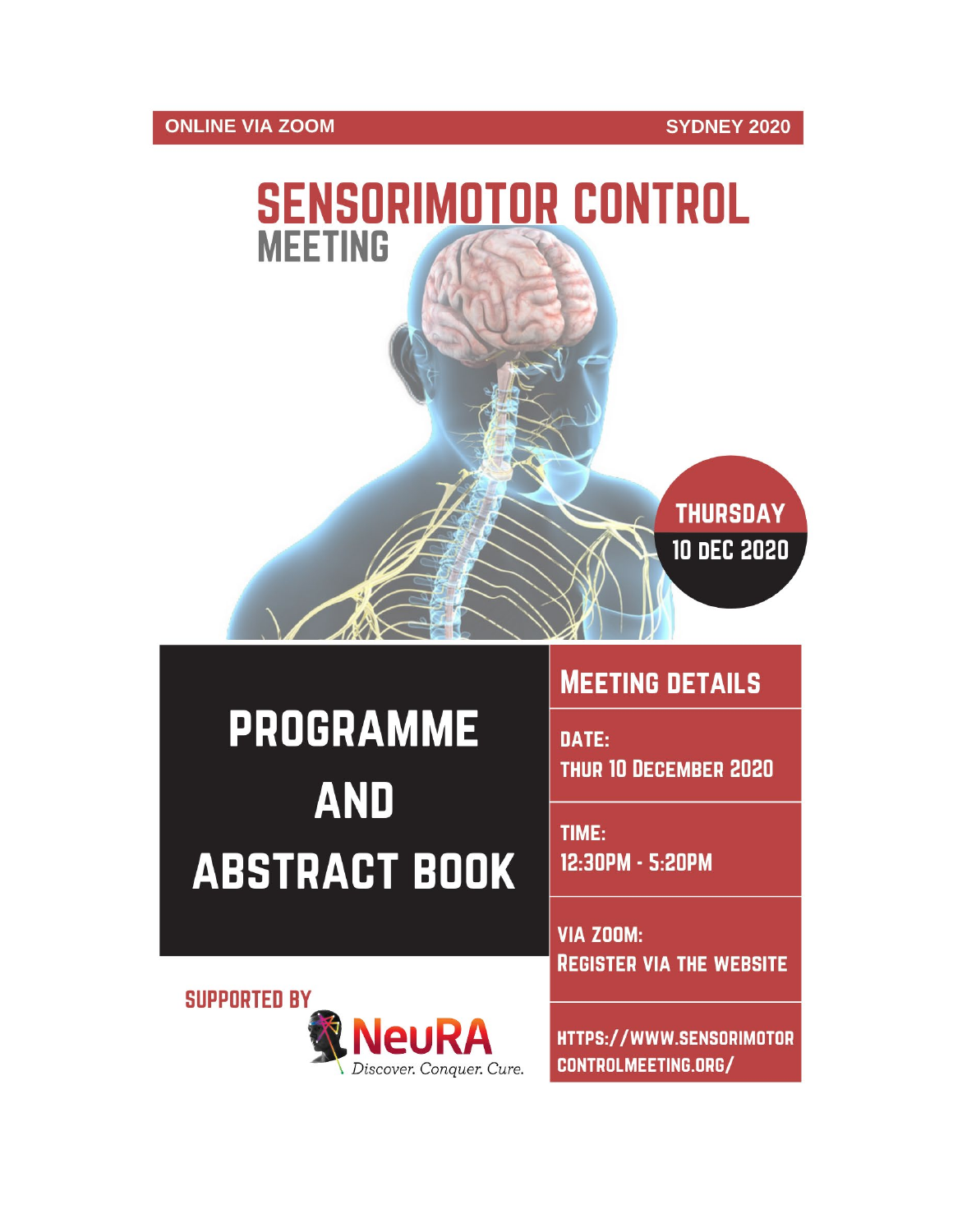ONLINE VIA ZOOM

SYDNEY 2020

# SENSORIMOTOR CONTROL MEETING

THURSDAY
10 DEC 2020

# PROGRAMME AND ABSTRACT BOOK

## MEETING DETAILS

DATE:
THUR 10 DECEMBER 2020

TIME:
12:30PM - 5:20PM

VIA ZOOM:
REGISTER VIA THE WEBSITE

HTTPS://WWW.SENSORIMOTORCONTROLMEETING.ORG/

SUPPORTED BY

NeuRA
*Discover. Conquer. Cure.*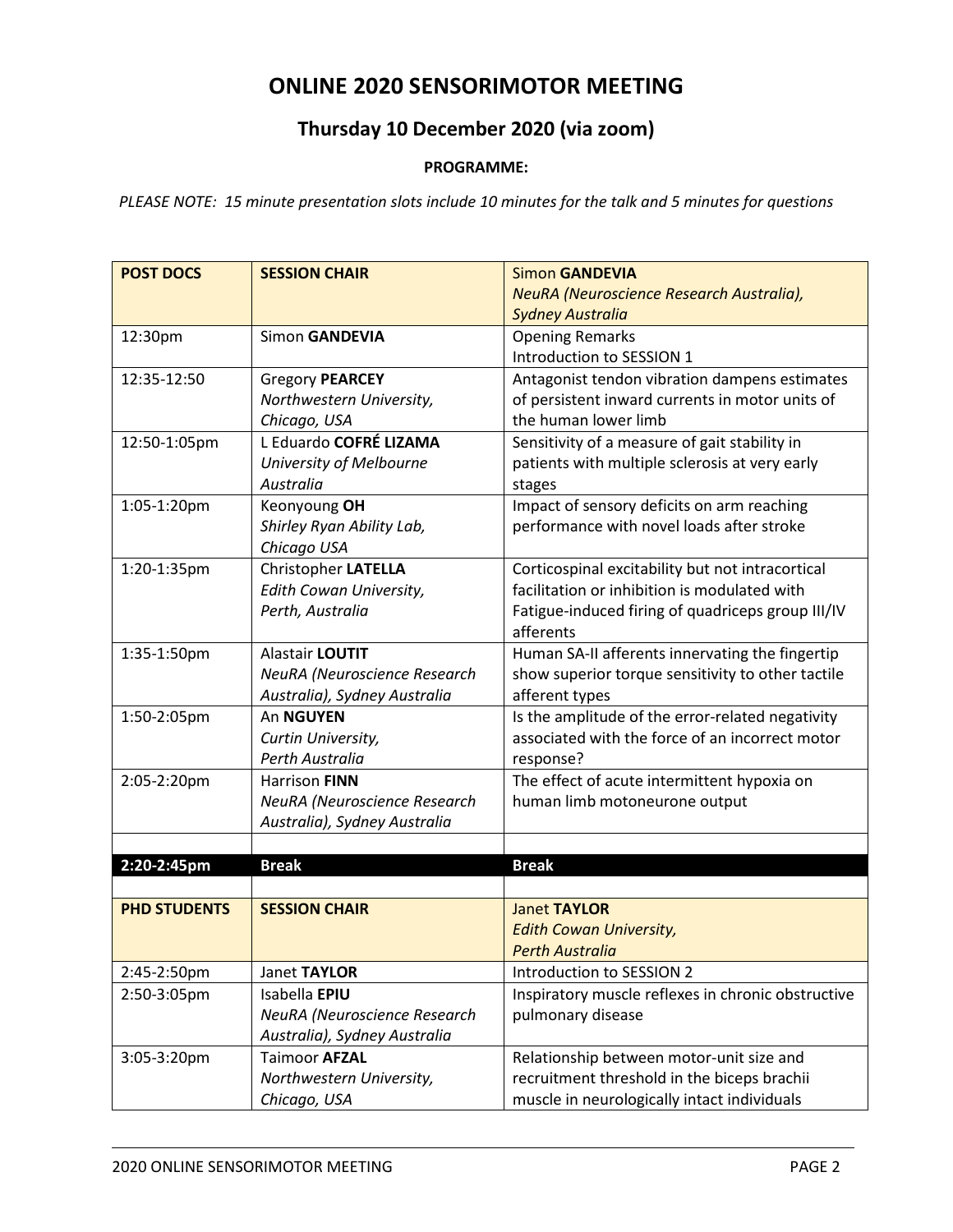# ONLINE 2020 SENSORIMOTOR MEETING

## Thursday 10 December 2020 (via zoom)

**PROGRAMME:**

*PLEASE NOTE: 15 minute presentation slots include 10 minutes for the talk and 5 minutes for questions*

| **POST DOCS** | **SESSION CHAIR** | Simon **GANDEVIA** *NeuRA (Neuroscience Research Australia), Sydney Australia* |
|---|---|---|
| 12:30pm | Simon **GANDEVIA** | Opening Remarks Introduction to SESSION 1 |
| 12:35-12:50 | Gregory **PEARCEY** *Northwestern University, Chicago, USA* | Antagonist tendon vibration dampens estimates of persistent inward currents in motor units of the human lower limb |
| 12:50-1:05pm | L Eduardo **COFRÉ LIZAMA** *University of Melbourne Australia* | Sensitivity of a measure of gait stability in patients with multiple sclerosis at very early stages |
| 1:05-1:20pm | Keonyoung **OH** *Shirley Ryan Ability Lab, Chicago USA* | Impact of sensory deficits on arm reaching performance with novel loads after stroke |
| 1:20-1:35pm | Christopher **LATELLA** *Edith Cowan University, Perth, Australia* | Corticospinal excitability but not intracortical facilitation or inhibition is modulated with Fatigue-induced firing of quadriceps group III/IV afferents |
| 1:35-1:50pm | Alastair **LOUTIT** *NeuRA (Neuroscience Research Australia), Sydney Australia* | Human SA-II afferents innervating the fingertip show superior torque sensitivity to other tactile afferent types |
| 1:50-2:05pm | An **NGUYEN** *Curtin University, Perth Australia* | Is the amplitude of the error-related negativity associated with the force of an incorrect motor response? |
| 2:05-2:20pm | Harrison **FINN** *NeuRA (Neuroscience Research Australia), Sydney Australia* | The effect of acute intermittent hypoxia on human limb motoneurone output |
| | | |
| **2:20-2:45pm** | **Break** | **Break** |
| | | |
| **PHD STUDENTS** | **SESSION CHAIR** | Janet **TAYLOR** *Edith Cowan University, Perth Australia* |
| 2:45-2:50pm | Janet **TAYLOR** | Introduction to SESSION 2 |
| 2:50-3:05pm | Isabella **EPIU** *NeuRA (Neuroscience Research Australia), Sydney Australia* | Inspiratory muscle reflexes in chronic obstructive pulmonary disease |
| 3:05-3:20pm | Taimoor **AFZAL** *Northwestern University, Chicago, USA* | Relationship between motor-unit size and recruitment threshold in the biceps brachii muscle in neurologically intact individuals |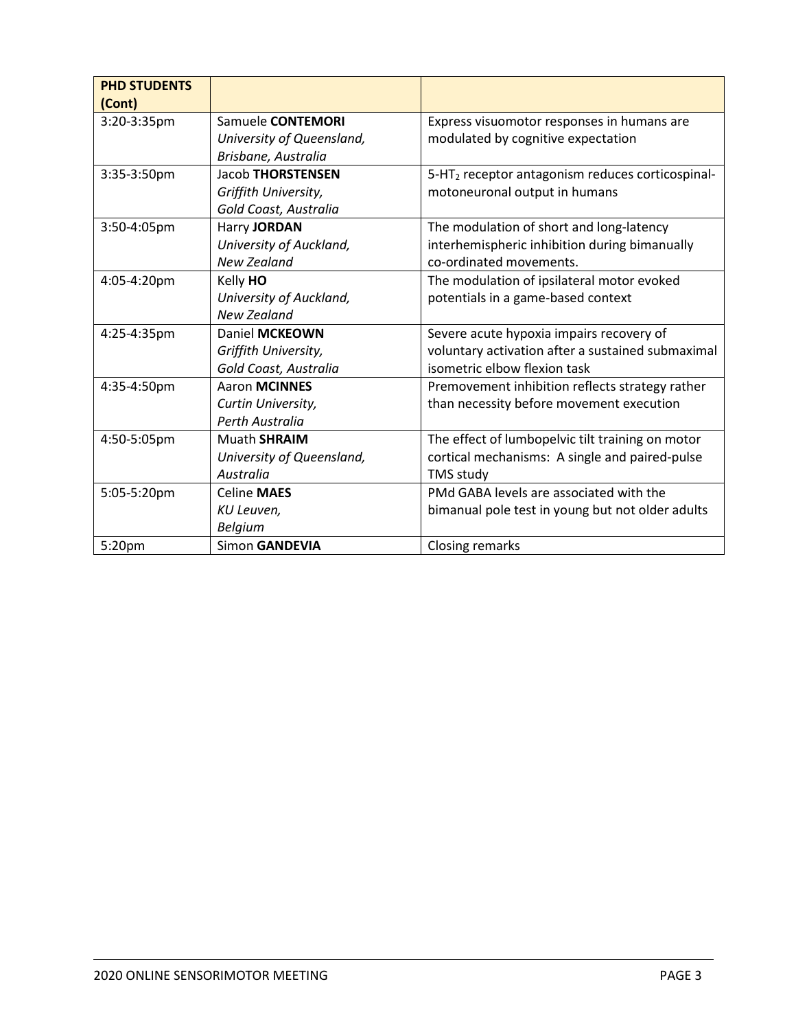| **PHD STUDENTS (Cont)** | | |
|---|---|---|
| 3:20-3:35pm | Samuele **CONTEMORI** *University of Queensland, Brisbane, Australia* | Express visuomotor responses in humans are modulated by cognitive expectation |
| 3:35-3:50pm | Jacob **THORSTENSEN** *Griffith University, Gold Coast, Australia* | 5-$HT_2$ receptor antagonism reduces corticospinal-motoneuronal output in humans |
| 3:50-4:05pm | Harry **JORDAN** *University of Auckland, New Zealand* | The modulation of short and long-latency interhemispheric inhibition during bimanually co-ordinated movements. |
| 4:05-4:20pm | Kelly **HO** *University of Auckland, New Zealand* | The modulation of ipsilateral motor evoked potentials in a game-based context |
| 4:25-4:35pm | Daniel **MCKEOWN** *Griffith University, Gold Coast, Australia* | Severe acute hypoxia impairs recovery of voluntary activation after a sustained submaximal isometric elbow flexion task |
| 4:35-4:50pm | Aaron **MCINNES** *Curtin University, Perth Australia* | Premovement inhibition reflects strategy rather than necessity before movement execution |
| 4:50-5:05pm | Muath **SHRAIM** *University of Queensland, Australia* | The effect of lumbopelvic tilt training on motor cortical mechanisms: A single and paired-pulse TMS study |
| 5:05-5:20pm | Celine **MAES** *KU Leuven, Belgium* | PMd GABA levels are associated with the bimanual pole test in young but not older adults |
| 5:20pm | Simon **GANDEVIA** | Closing remarks |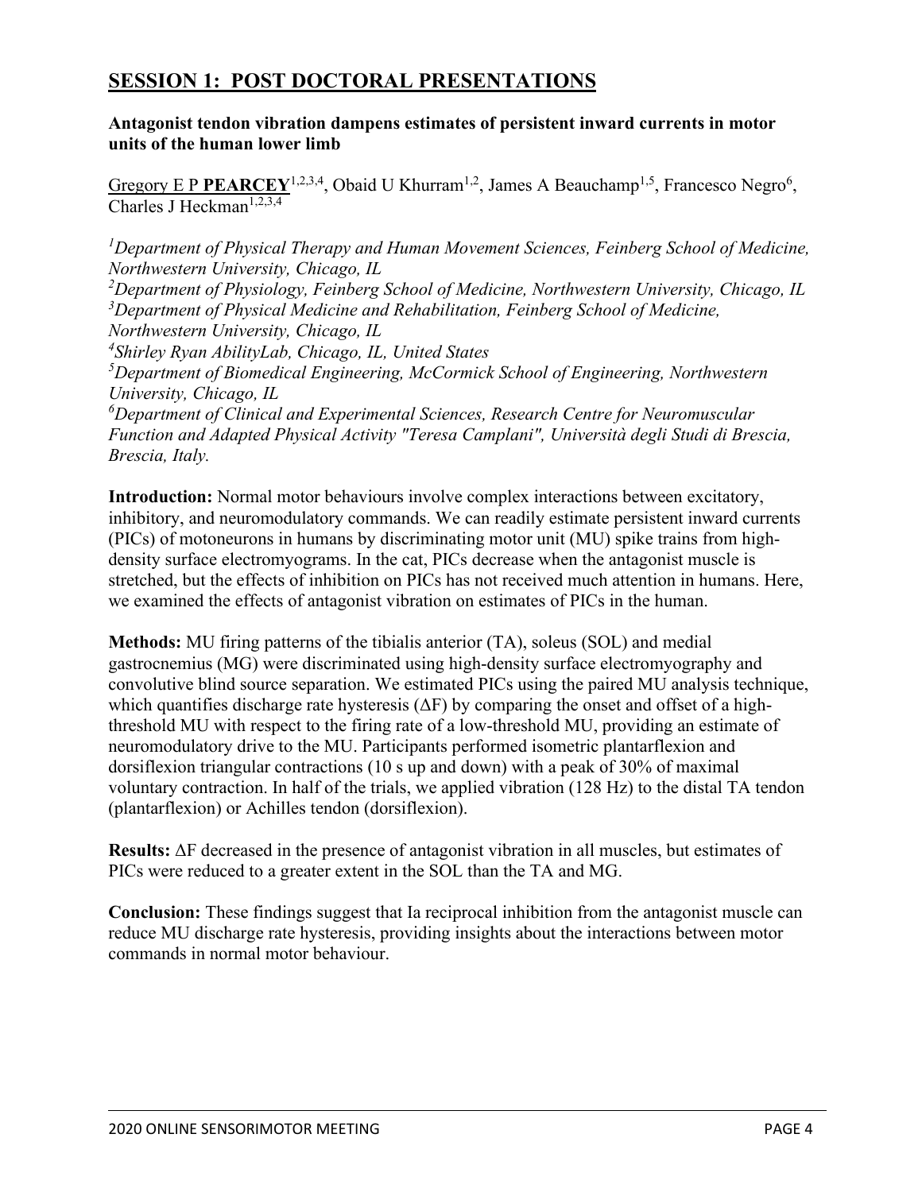# SESSION 1: POST DOCTORAL PRESENTATIONS

**Antagonist tendon vibration dampens estimates of persistent inward currents in motor units of the human lower limb**

Gregory E P **PEARCEY**[1,2,3,4], Obaid U Khurram[1,2], James A Beauchamp[1,5], Francesco Negro[6], Charles J Heckman[1,2,3,4]

*[1]Department of Physical Therapy and Human Movement Sciences, Feinberg School of Medicine, Northwestern University, Chicago, IL*
*[2]Department of Physiology, Feinberg School of Medicine, Northwestern University, Chicago, IL*
*[3]Department of Physical Medicine and Rehabilitation, Feinberg School of Medicine, Northwestern University, Chicago, IL*
*[4]Shirley Ryan AbilityLab, Chicago, IL, United States*
*[5]Department of Biomedical Engineering, McCormick School of Engineering, Northwestern University, Chicago, IL*
*[6]Department of Clinical and Experimental Sciences, Research Centre for Neuromuscular Function and Adapted Physical Activity "Teresa Camplani", Università degli Studi di Brescia, Brescia, Italy.*

**Introduction:** Normal motor behaviours involve complex interactions between excitatory, inhibitory, and neuromodulatory commands. We can readily estimate persistent inward currents (PICs) of motoneurons in humans by discriminating motor unit (MU) spike trains from high-density surface electromyograms. In the cat, PICs decrease when the antagonist muscle is stretched, but the effects of inhibition on PICs has not received much attention in humans. Here, we examined the effects of antagonist vibration on estimates of PICs in the human.

**Methods:** MU firing patterns of the tibialis anterior (TA), soleus (SOL) and medial gastrocnemius (MG) were discriminated using high-density surface electromyography and convolutive blind source separation. We estimated PICs using the paired MU analysis technique, which quantifies discharge rate hysteresis ($\Delta F$) by comparing the onset and offset of a high-threshold MU with respect to the firing rate of a low-threshold MU, providing an estimate of neuromodulatory drive to the MU. Participants performed isometric plantarflexion and dorsiflexion triangular contractions (10 s up and down) with a peak of 30% of maximal voluntary contraction. In half of the trials, we applied vibration (128 Hz) to the distal TA tendon (plantarflexion) or Achilles tendon (dorsiflexion).

**Results:** $\Delta F$ decreased in the presence of antagonist vibration in all muscles, but estimates of PICs were reduced to a greater extent in the SOL than the TA and MG.

**Conclusion:** These findings suggest that Ia reciprocal inhibition from the antagonist muscle can reduce MU discharge rate hysteresis, providing insights about the interactions between motor commands in normal motor behaviour.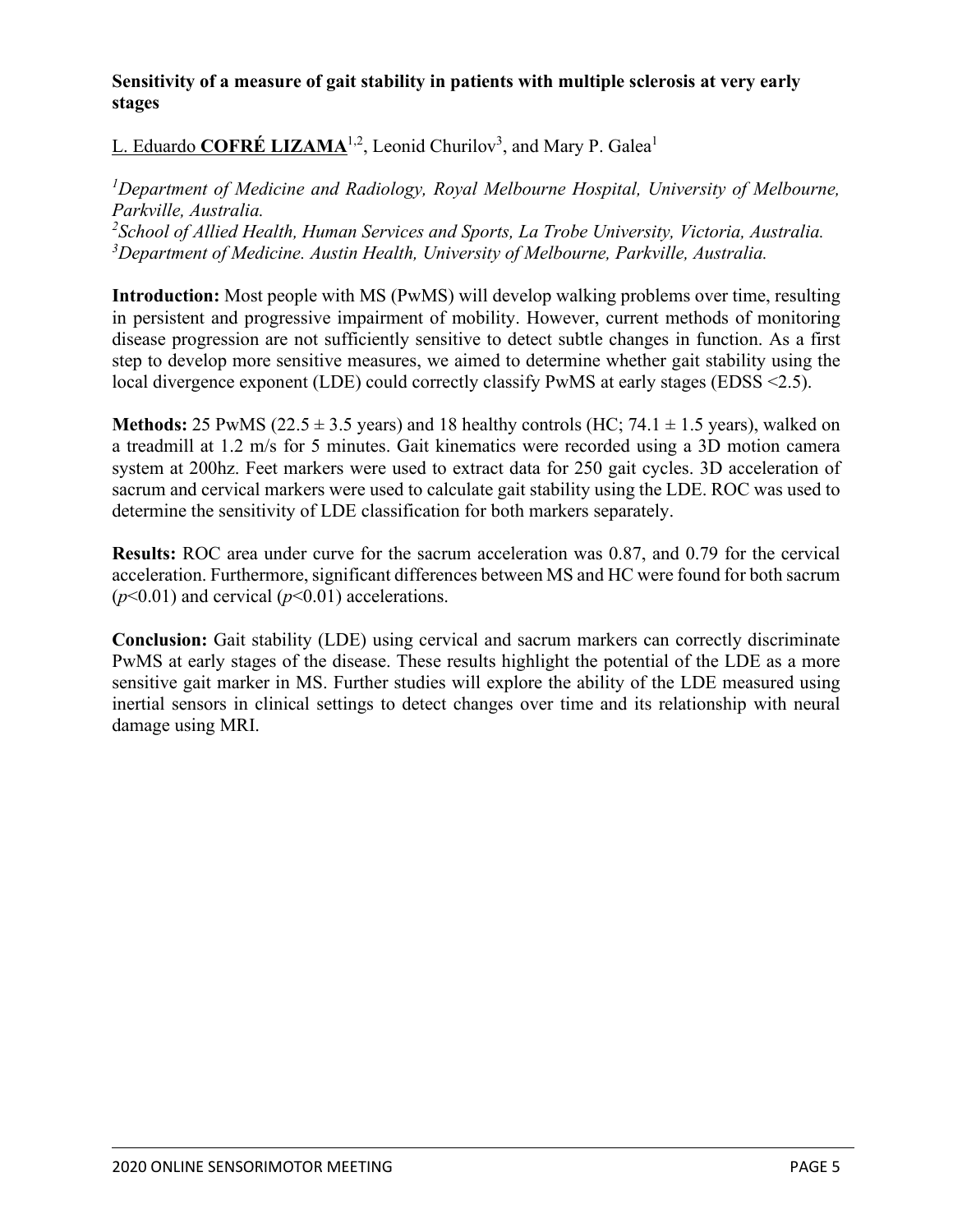**Sensitivity of a measure of gait stability in patients with multiple sclerosis at very early stages**

L. Eduardo **COFRÉ LIZAMA**[1,2], Leonid Churilov[3], and Mary P. Galea[1]

[1]*Department of Medicine and Radiology, Royal Melbourne Hospital, University of Melbourne, Parkville, Australia.*
[2]*School of Allied Health, Human Services and Sports, La Trobe University, Victoria, Australia.*
[3]*Department of Medicine. Austin Health, University of Melbourne, Parkville, Australia.*

**Introduction:** Most people with MS (PwMS) will develop walking problems over time, resulting in persistent and progressive impairment of mobility. However, current methods of monitoring disease progression are not sufficiently sensitive to detect subtle changes in function. As a first step to develop more sensitive measures, we aimed to determine whether gait stability using the local divergence exponent (LDE) could correctly classify PwMS at early stages (EDSS <2.5).

**Methods:** 25 PwMS (22.5 ± 3.5 years) and 18 healthy controls (HC; 74.1 ± 1.5 years), walked on a treadmill at 1.2 m/s for 5 minutes. Gait kinematics were recorded using a 3D motion camera system at 200hz. Feet markers were used to extract data for 250 gait cycles. 3D acceleration of sacrum and cervical markers were used to calculate gait stability using the LDE. ROC was used to determine the sensitivity of LDE classification for both markers separately.

**Results:** ROC area under curve for the sacrum acceleration was 0.87, and 0.79 for the cervical acceleration. Furthermore, significant differences between MS and HC were found for both sacrum ($p$<0.01) and cervical ($p$<0.01) accelerations.

**Conclusion:** Gait stability (LDE) using cervical and sacrum markers can correctly discriminate PwMS at early stages of the disease. These results highlight the potential of the LDE as a more sensitive gait marker in MS. Further studies will explore the ability of the LDE measured using inertial sensors in clinical settings to detect changes over time and its relationship with neural damage using MRI.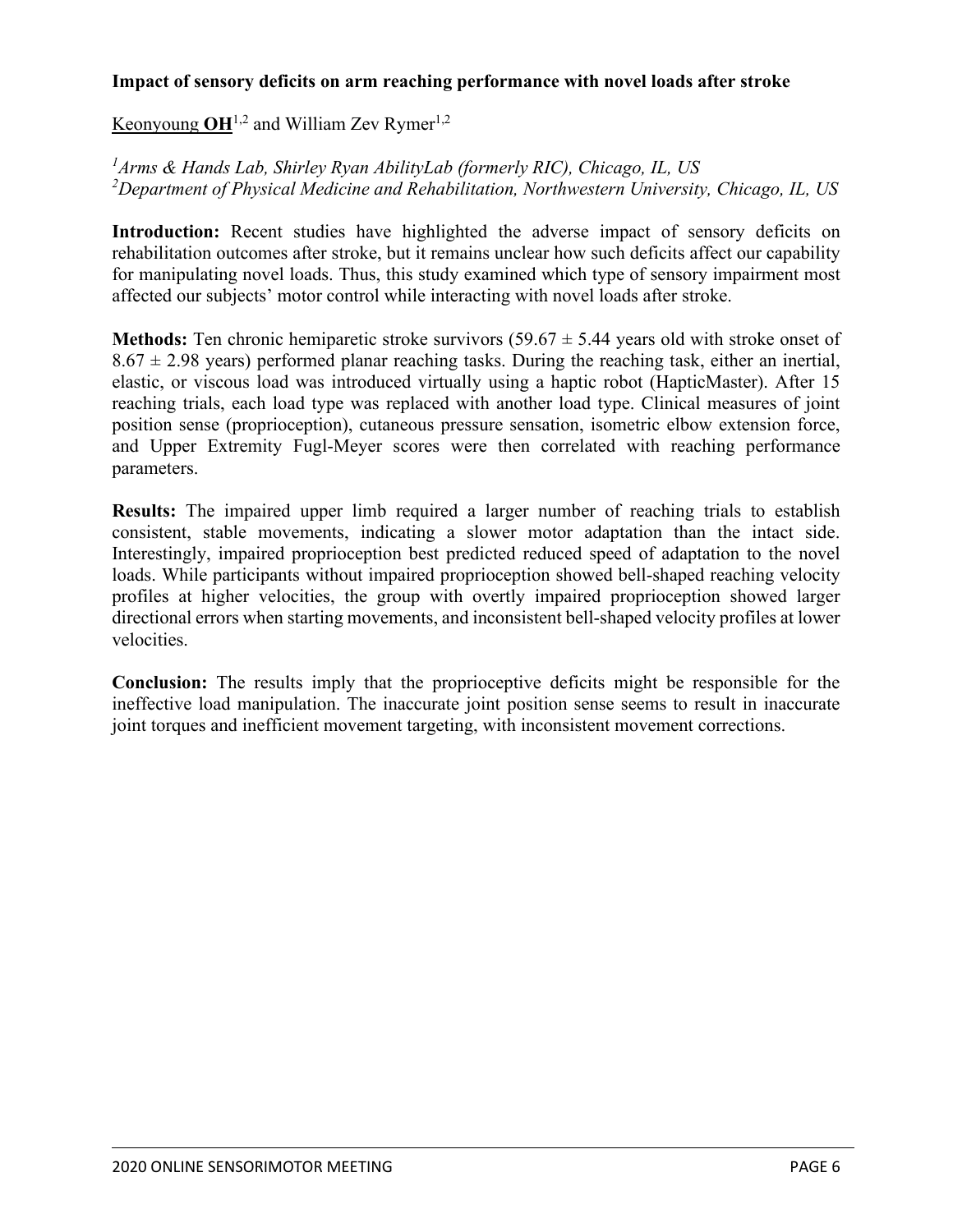**Impact of sensory deficits on arm reaching performance with novel loads after stroke**

Keonyoung **OH**[1,2] and William Zev Rymer[1,2]

*[1]Arms & Hands Lab, Shirley Ryan AbilityLab (formerly RIC), Chicago, IL, US*
*[2]Department of Physical Medicine and Rehabilitation, Northwestern University, Chicago, IL, US*

**Introduction:** Recent studies have highlighted the adverse impact of sensory deficits on rehabilitation outcomes after stroke, but it remains unclear how such deficits affect our capability for manipulating novel loads. Thus, this study examined which type of sensory impairment most affected our subjects' motor control while interacting with novel loads after stroke.

**Methods:** Ten chronic hemiparetic stroke survivors ($59.67 \pm 5.44$ years old with stroke onset of $8.67 \pm 2.98$ years) performed planar reaching tasks. During the reaching task, either an inertial, elastic, or viscous load was introduced virtually using a haptic robot (HapticMaster). After 15 reaching trials, each load type was replaced with another load type. Clinical measures of joint position sense (proprioception), cutaneous pressure sensation, isometric elbow extension force, and Upper Extremity Fugl-Meyer scores were then correlated with reaching performance parameters.

**Results:** The impaired upper limb required a larger number of reaching trials to establish consistent, stable movements, indicating a slower motor adaptation than the intact side. Interestingly, impaired proprioception best predicted reduced speed of adaptation to the novel loads. While participants without impaired proprioception showed bell-shaped reaching velocity profiles at higher velocities, the group with overtly impaired proprioception showed larger directional errors when starting movements, and inconsistent bell-shaped velocity profiles at lower velocities.

**Conclusion:** The results imply that the proprioceptive deficits might be responsible for the ineffective load manipulation. The inaccurate joint position sense seems to result in inaccurate joint torques and inefficient movement targeting, with inconsistent movement corrections.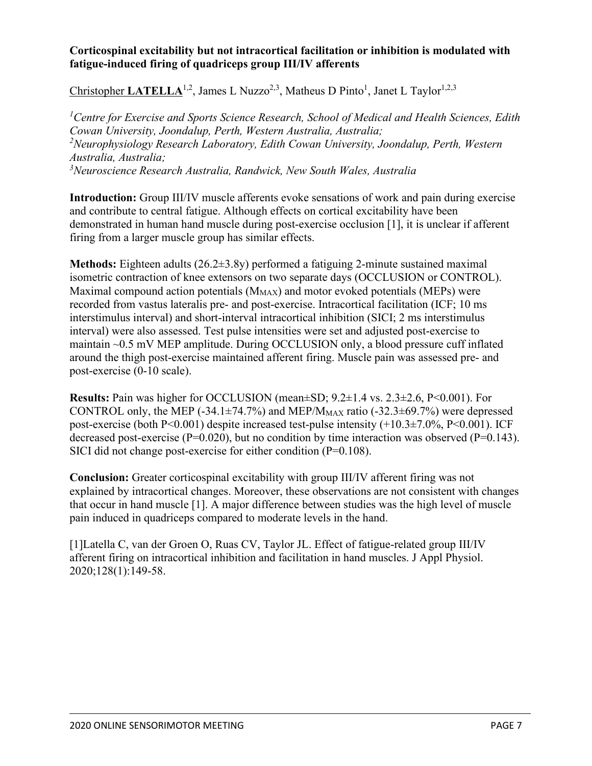**Corticospinal excitability but not intracortical facilitation or inhibition is modulated with fatigue-induced firing of quadriceps group III/IV afferents**

Christopher **LATELLA**[1,2], James L Nuzzo[2,3], Matheus D Pinto[1], Janet L Taylor[1,2,3]

*[1]Centre for Exercise and Sports Science Research, School of Medical and Health Sciences, Edith Cowan University, Joondalup, Perth, Western Australia, Australia;*
*[2]Neurophysiology Research Laboratory, Edith Cowan University, Joondalup, Perth, Western Australia, Australia;*
*[3]Neuroscience Research Australia, Randwick, New South Wales, Australia*

**Introduction:** Group III/IV muscle afferents evoke sensations of work and pain during exercise and contribute to central fatigue. Although effects on cortical excitability have been demonstrated in human hand muscle during post-exercise occlusion [1], it is unclear if afferent firing from a larger muscle group has similar effects.

**Methods:** Eighteen adults (26.2±3.8y) performed a fatiguing 2-minute sustained maximal isometric contraction of knee extensors on two separate days (OCCLUSION or CONTROL). Maximal compound action potentials ($M_{MAX}$) and motor evoked potentials (MEPs) were recorded from vastus lateralis pre- and post-exercise. Intracortical facilitation (ICF; 10 ms interstimulus interval) and short-interval intracortical inhibition (SICI; 2 ms interstimulus interval) were also assessed. Test pulse intensities were set and adjusted post-exercise to maintain ~0.5 mV MEP amplitude. During OCCLUSION only, a blood pressure cuff inflated around the thigh post-exercise maintained afferent firing. Muscle pain was assessed pre- and post-exercise (0-10 scale).

**Results:** Pain was higher for OCCLUSION (mean±SD; 9.2±1.4 vs. 2.3±2.6, $P<0.001$). For CONTROL only, the MEP (-34.1±74.7%) and MEP/$M_{MAX}$ ratio (-32.3±69.7%) were depressed post-exercise (both $P<0.001$) despite increased test-pulse intensity (+10.3±7.0%, $P<0.001$). ICF decreased post-exercise ($P=0.020$), but no condition by time interaction was observed ($P=0.143$). SICI did not change post-exercise for either condition ($P=0.108$).

**Conclusion:** Greater corticospinal excitability with group III/IV afferent firing was not explained by intracortical changes. Moreover, these observations are not consistent with changes that occur in hand muscle [1]. A major difference between studies was the high level of muscle pain induced in quadriceps compared to moderate levels in the hand.

[1]Latella C, van der Groen O, Ruas CV, Taylor JL. Effect of fatigue-related group III/IV afferent firing on intracortical inhibition and facilitation in hand muscles. J Appl Physiol. 2020;128(1):149-58.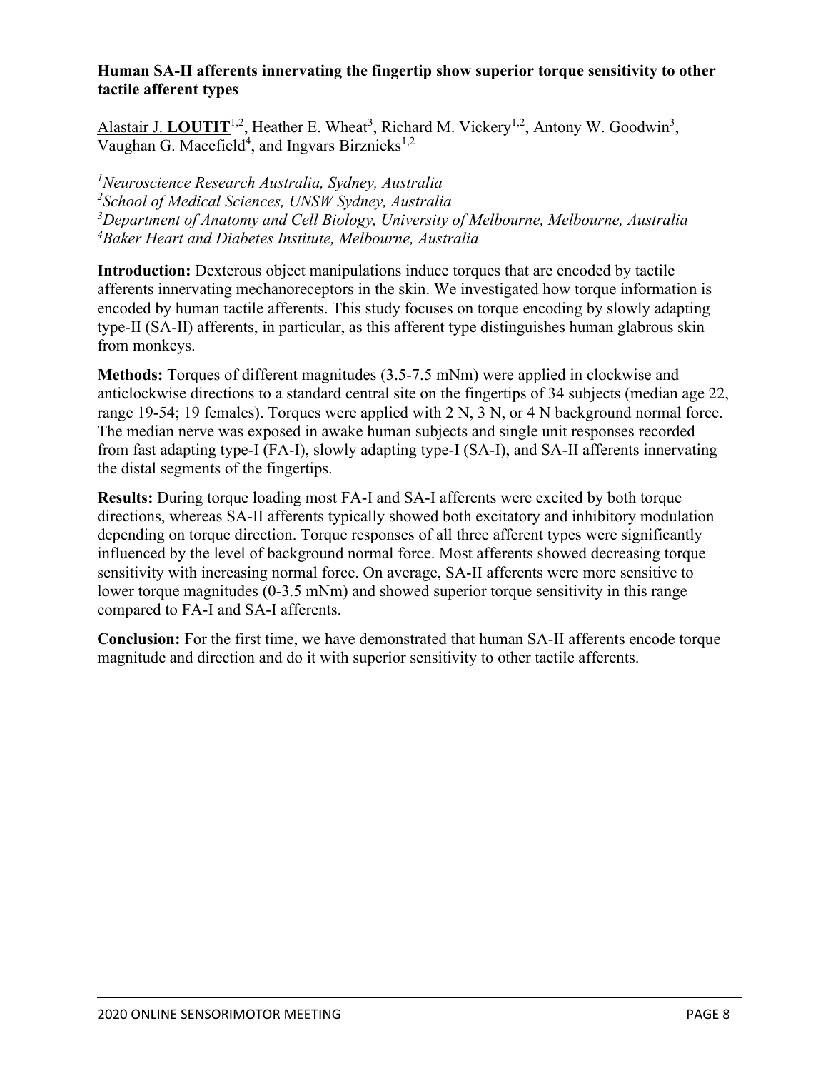**Human SA-II afferents innervating the fingertip show superior torque sensitivity to other tactile afferent types**

Alastair J. **LOUTIT**[1,2], Heather E. Wheat[3], Richard M. Vickery[1,2], Antony W. Goodwin[3], Vaughan G. Macefield[4], and Ingvars Birznieks[1,2]

*[1]Neuroscience Research Australia, Sydney, Australia*
*[2]School of Medical Sciences, UNSW Sydney, Australia*
*[3]Department of Anatomy and Cell Biology, University of Melbourne, Melbourne, Australia*
*[4]Baker Heart and Diabetes Institute, Melbourne, Australia*

**Introduction:** Dexterous object manipulations induce torques that are encoded by tactile afferents innervating mechanoreceptors in the skin. We investigated how torque information is encoded by human tactile afferents. This study focuses on torque encoding by slowly adapting type-II (SA-II) afferents, in particular, as this afferent type distinguishes human glabrous skin from monkeys.

**Methods:** Torques of different magnitudes (3.5-7.5 mNm) were applied in clockwise and anticlockwise directions to a standard central site on the fingertips of 34 subjects (median age 22, range 19-54; 19 females). Torques were applied with 2 N, 3 N, or 4 N background normal force. The median nerve was exposed in awake human subjects and single unit responses recorded from fast adapting type-I (FA-I), slowly adapting type-I (SA-I), and SA-II afferents innervating the distal segments of the fingertips.

**Results:** During torque loading most FA-I and SA-I afferents were excited by both torque directions, whereas SA-II afferents typically showed both excitatory and inhibitory modulation depending on torque direction. Torque responses of all three afferent types were significantly influenced by the level of background normal force. Most afferents showed decreasing torque sensitivity with increasing normal force. On average, SA-II afferents were more sensitive to lower torque magnitudes (0-3.5 mNm) and showed superior torque sensitivity in this range compared to FA-I and SA-I afferents.

**Conclusion:** For the first time, we have demonstrated that human SA-II afferents encode torque magnitude and direction and do it with superior sensitivity to other tactile afferents.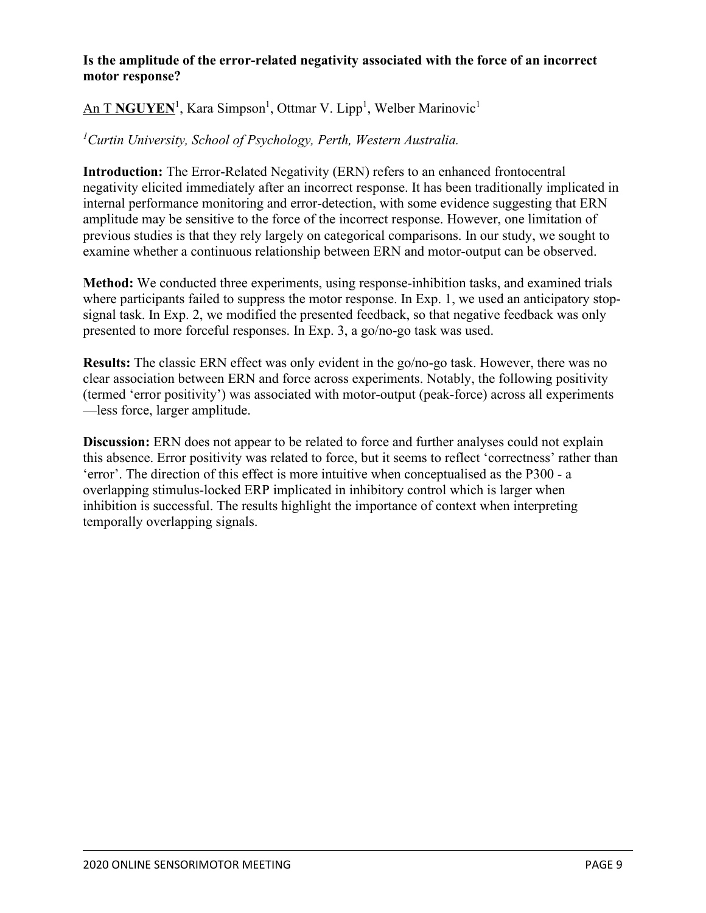**Is the amplitude of the error-related negativity associated with the force of an incorrect motor response?**

An T **NGUYEN**[1], Kara Simpson[1], Ottmar V. Lipp[1], Welber Marinovic[1]

*[1]Curtin University, School of Psychology, Perth, Western Australia.*

**Introduction:** The Error-Related Negativity (ERN) refers to an enhanced frontocentral negativity elicited immediately after an incorrect response. It has been traditionally implicated in internal performance monitoring and error-detection, with some evidence suggesting that ERN amplitude may be sensitive to the force of the incorrect response. However, one limitation of previous studies is that they rely largely on categorical comparisons. In our study, we sought to examine whether a continuous relationship between ERN and motor-output can be observed.

**Method:** We conducted three experiments, using response-inhibition tasks, and examined trials where participants failed to suppress the motor response. In Exp. 1, we used an anticipatory stop-signal task. In Exp. 2, we modified the presented feedback, so that negative feedback was only presented to more forceful responses. In Exp. 3, a go/no-go task was used.

**Results:** The classic ERN effect was only evident in the go/no-go task. However, there was no clear association between ERN and force across experiments. Notably, the following positivity (termed 'error positivity') was associated with motor-output (peak-force) across all experiments —less force, larger amplitude.

**Discussion:** ERN does not appear to be related to force and further analyses could not explain this absence. Error positivity was related to force, but it seems to reflect 'correctness' rather than 'error'. The direction of this effect is more intuitive when conceptualised as the P300 - a overlapping stimulus-locked ERP implicated in inhibitory control which is larger when inhibition is successful. The results highlight the importance of context when interpreting temporally overlapping signals.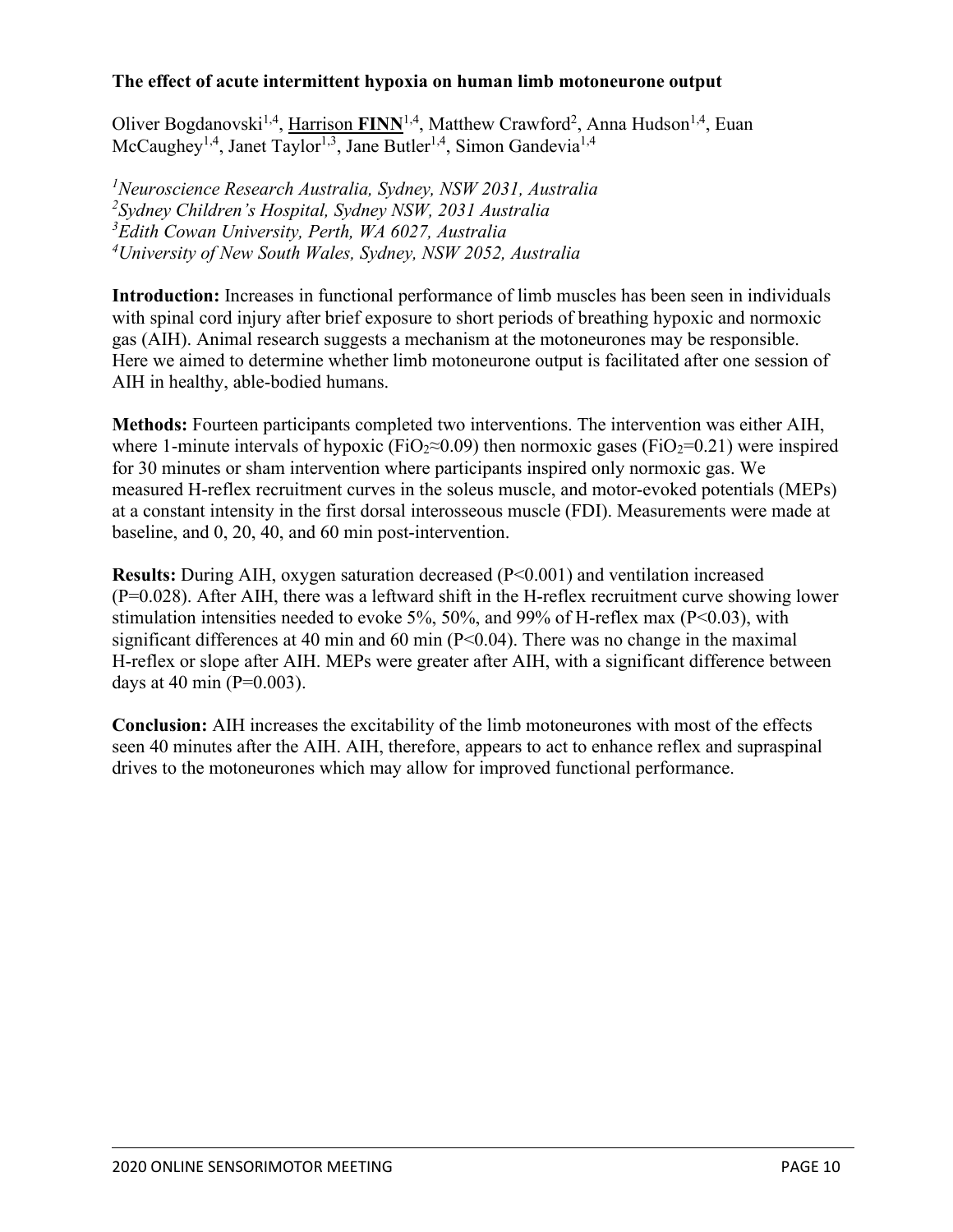**The effect of acute intermittent hypoxia on human limb motoneurone output**

Oliver Bogdanovski[1,4], <u>Harrison **FINN**</u>[1,4], Matthew Crawford[2], Anna Hudson[1,4], Euan McCaughey[1,4], Janet Taylor[1,3], Jane Butler[1,4], Simon Gandevia[1,4]

[1]*Neuroscience Research Australia, Sydney, NSW 2031, Australia*
[2]*Sydney Children's Hospital, Sydney NSW, 2031 Australia*
[3]*Edith Cowan University, Perth, WA 6027, Australia*
[4]*University of New South Wales, Sydney, NSW 2052, Australia*

**Introduction:** Increases in functional performance of limb muscles has been seen in individuals with spinal cord injury after brief exposure to short periods of breathing hypoxic and normoxic gas (AIH). Animal research suggests a mechanism at the motoneurones may be responsible. Here we aimed to determine whether limb motoneurone output is facilitated after one session of AIH in healthy, able-bodied humans.

**Methods:** Fourteen participants completed two interventions. The intervention was either AIH, where 1-minute intervals of hypoxic ($FiO_2 \approx 0.09$) then normoxic gases ($FiO_2 = 0.21$) were inspired for 30 minutes or sham intervention where participants inspired only normoxic gas. We measured H-reflex recruitment curves in the soleus muscle, and motor-evoked potentials (MEPs) at a constant intensity in the first dorsal interosseous muscle (FDI). Measurements were made at baseline, and 0, 20, 40, and 60 min post-intervention.

**Results:** During AIH, oxygen saturation decreased ($P<0.001$) and ventilation increased ($P=0.028$). After AIH, there was a leftward shift in the H-reflex recruitment curve showing lower stimulation intensities needed to evoke 5%, 50%, and 99% of H-reflex max ($P<0.03$), with significant differences at 40 min and 60 min ($P<0.04$). There was no change in the maximal H-reflex or slope after AIH. MEPs were greater after AIH, with a significant difference between days at 40 min ($P=0.003$).

**Conclusion:** AIH increases the excitability of the limb motoneurones with most of the effects seen 40 minutes after the AIH. AIH, therefore, appears to act to enhance reflex and supraspinal drives to the motoneurones which may allow for improved functional performance.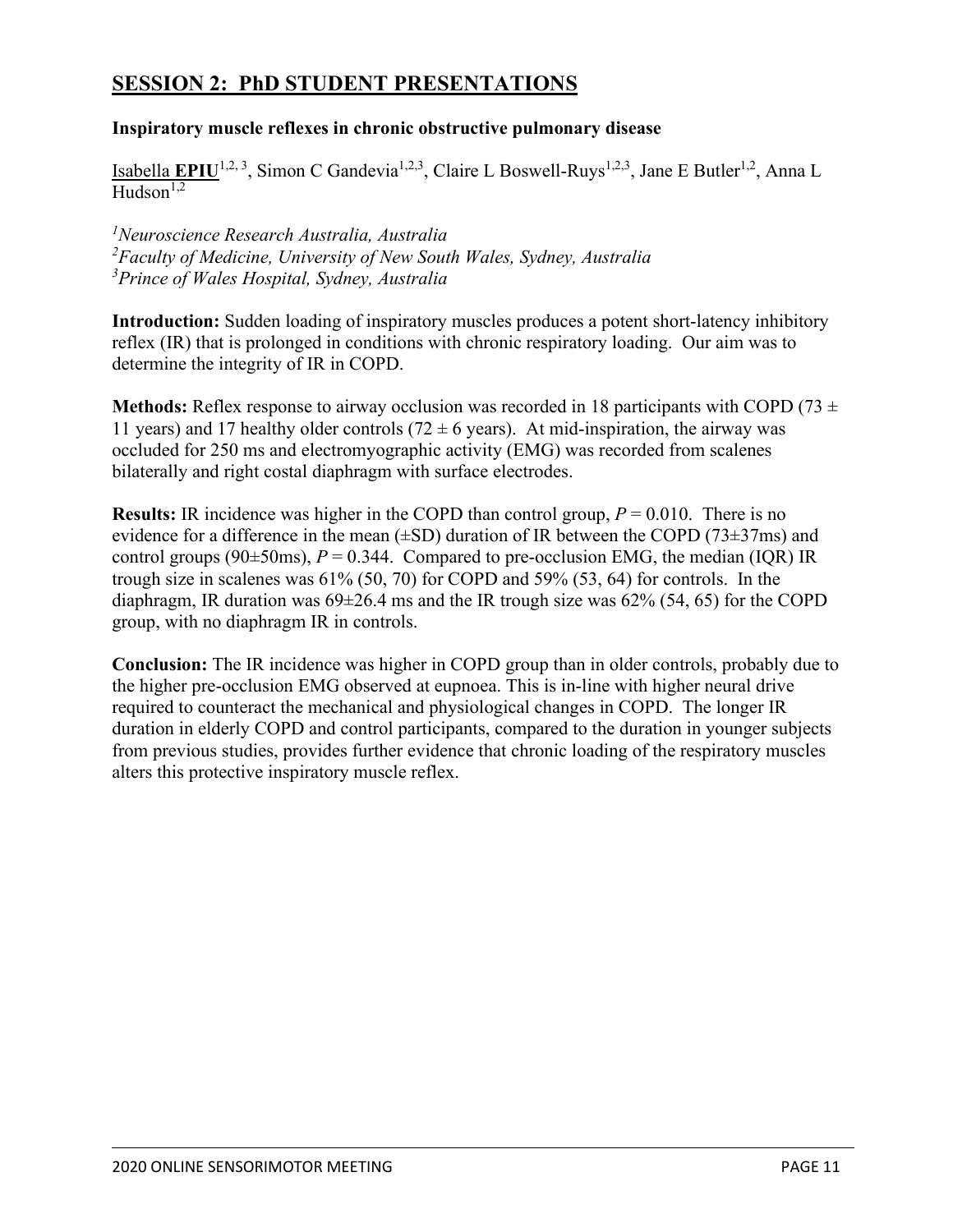## SESSION 2: PhD STUDENT PRESENTATIONS

### Inspiratory muscle reflexes in chronic obstructive pulmonary disease

Isabella **EPIU**[1,2,3], Simon C Gandevia[1,2,3], Claire L Boswell-Ruys[1,2,3], Jane E Butler[1,2], Anna L Hudson[1,2]

*[1]Neuroscience Research Australia, Australia*
*[2]Faculty of Medicine, University of New South Wales, Sydney, Australia*
*[3]Prince of Wales Hospital, Sydney, Australia*

**Introduction:** Sudden loading of inspiratory muscles produces a potent short-latency inhibitory reflex (IR) that is prolonged in conditions with chronic respiratory loading. Our aim was to determine the integrity of IR in COPD.

**Methods:** Reflex response to airway occlusion was recorded in 18 participants with COPD (73 ± 11 years) and 17 healthy older controls (72 ± 6 years). At mid-inspiration, the airway was occluded for 250 ms and electromyographic activity (EMG) was recorded from scalenes bilaterally and right costal diaphragm with surface electrodes.

**Results:** IR incidence was higher in the COPD than control group, $P = 0.010$. There is no evidence for a difference in the mean (±SD) duration of IR between the COPD (73±37ms) and control groups (90±50ms), $P = 0.344$. Compared to pre-occlusion EMG, the median (IQR) IR trough size in scalenes was 61% (50, 70) for COPD and 59% (53, 64) for controls. In the diaphragm, IR duration was 69±26.4 ms and the IR trough size was 62% (54, 65) for the COPD group, with no diaphragm IR in controls.

**Conclusion:** The IR incidence was higher in COPD group than in older controls, probably due to the higher pre-occlusion EMG observed at eupnoea. This is in-line with higher neural drive required to counteract the mechanical and physiological changes in COPD. The longer IR duration in elderly COPD and control participants, compared to the duration in younger subjects from previous studies, provides further evidence that chronic loading of the respiratory muscles alters this protective inspiratory muscle reflex.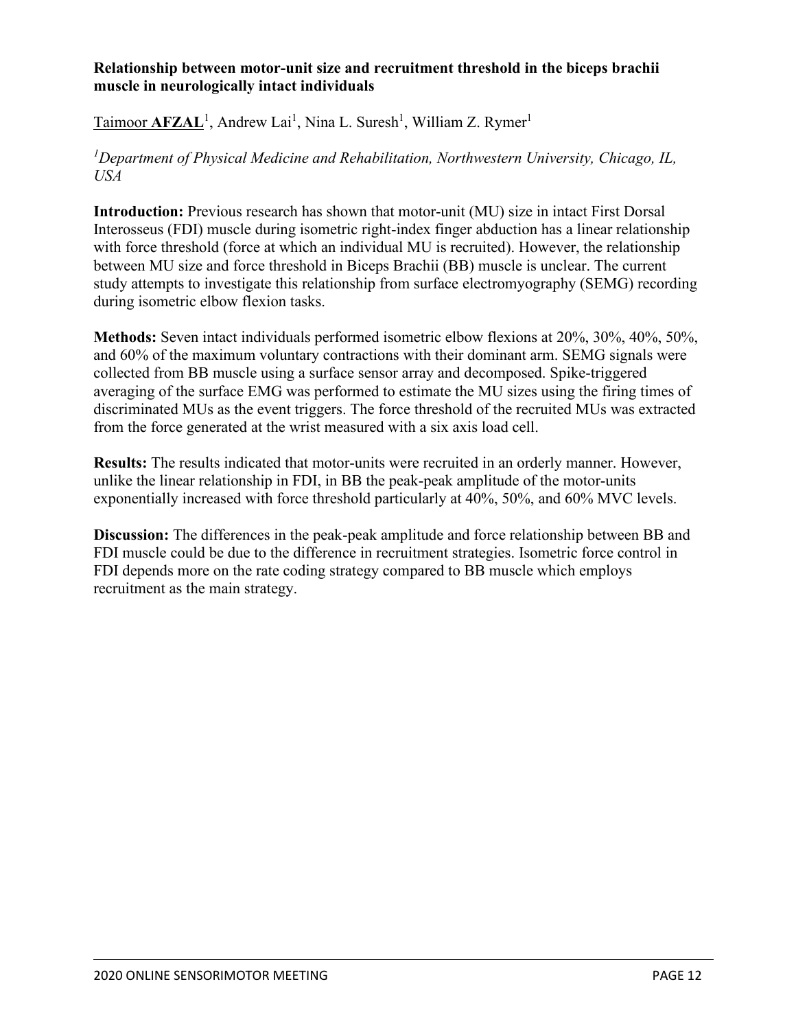## Relationship between motor-unit size and recruitment threshold in the biceps brachii muscle in neurologically intact individuals

<u>Taimoor **AFZAL**</u>[1], Andrew Lai[1], Nina L. Suresh[1], William Z. Rymer[1]

*[1]Department of Physical Medicine and Rehabilitation, Northwestern University, Chicago, IL, USA*

**Introduction:** Previous research has shown that motor-unit (MU) size in intact First Dorsal Interosseus (FDI) muscle during isometric right-index finger abduction has a linear relationship with force threshold (force at which an individual MU is recruited). However, the relationship between MU size and force threshold in Biceps Brachii (BB) muscle is unclear. The current study attempts to investigate this relationship from surface electromyography (SEMG) recording during isometric elbow flexion tasks.

**Methods:** Seven intact individuals performed isometric elbow flexions at 20%, 30%, 40%, 50%, and 60% of the maximum voluntary contractions with their dominant arm. SEMG signals were collected from BB muscle using a surface sensor array and decomposed. Spike-triggered averaging of the surface EMG was performed to estimate the MU sizes using the firing times of discriminated MUs as the event triggers. The force threshold of the recruited MUs was extracted from the force generated at the wrist measured with a six axis load cell.

**Results:** The results indicated that motor-units were recruited in an orderly manner. However, unlike the linear relationship in FDI, in BB the peak-peak amplitude of the motor-units exponentially increased with force threshold particularly at 40%, 50%, and 60% MVC levels.

**Discussion:** The differences in the peak-peak amplitude and force relationship between BB and FDI muscle could be due to the difference in recruitment strategies. Isometric force control in FDI depends more on the rate coding strategy compared to BB muscle which employs recruitment as the main strategy.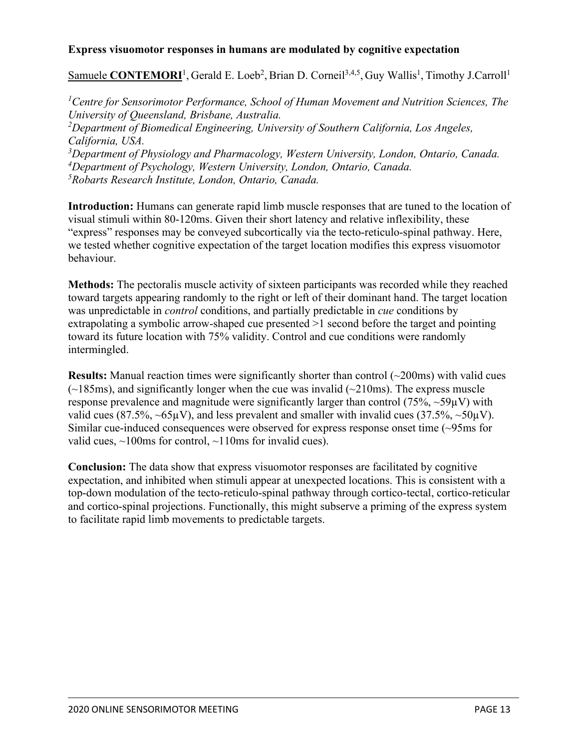**Express visuomotor responses in humans are modulated by cognitive expectation**

Samuele **CONTEMORI**[1], Gerald E. Loeb[2], Brian D. Corneil[3,4,5], Guy Wallis[1], Timothy J.Carroll[1]

[1]*Centre for Sensorimotor Performance, School of Human Movement and Nutrition Sciences, The University of Queensland, Brisbane, Australia.*
[2]*Department of Biomedical Engineering, University of Southern California, Los Angeles, California, USA.*
[3]*Department of Physiology and Pharmacology, Western University, London, Ontario, Canada.*
[4]*Department of Psychology, Western University, London, Ontario, Canada.*
[5]*Robarts Research Institute, London, Ontario, Canada.*

**Introduction:** Humans can generate rapid limb muscle responses that are tuned to the location of visual stimuli within 80-120ms. Given their short latency and relative inflexibility, these "express" responses may be conveyed subcortically via the tecto-reticulo-spinal pathway. Here, we tested whether cognitive expectation of the target location modifies this express visuomotor behaviour.

**Methods:** The pectoralis muscle activity of sixteen participants was recorded while they reached toward targets appearing randomly to the right or left of their dominant hand. The target location was unpredictable in *control* conditions, and partially predictable in *cue* conditions by extrapolating a symbolic arrow-shaped cue presented >1 second before the target and pointing toward its future location with 75% validity. Control and cue conditions were randomly intermingled.

**Results:** Manual reaction times were significantly shorter than control (~200ms) with valid cues (~185ms), and significantly longer when the cue was invalid (~210ms). The express muscle response prevalence and magnitude were significantly larger than control (75%, ~59µV) with valid cues (87.5%, ~65µV), and less prevalent and smaller with invalid cues (37.5%, ~50µV). Similar cue-induced consequences were observed for express response onset time (~95ms for valid cues, ~100ms for control, ~110ms for invalid cues).

**Conclusion:** The data show that express visuomotor responses are facilitated by cognitive expectation, and inhibited when stimuli appear at unexpected locations. This is consistent with a top-down modulation of the tecto-reticulo-spinal pathway through cortico-tectal, cortico-reticular and cortico-spinal projections. Functionally, this might subserve a priming of the express system to facilitate rapid limb movements to predictable targets.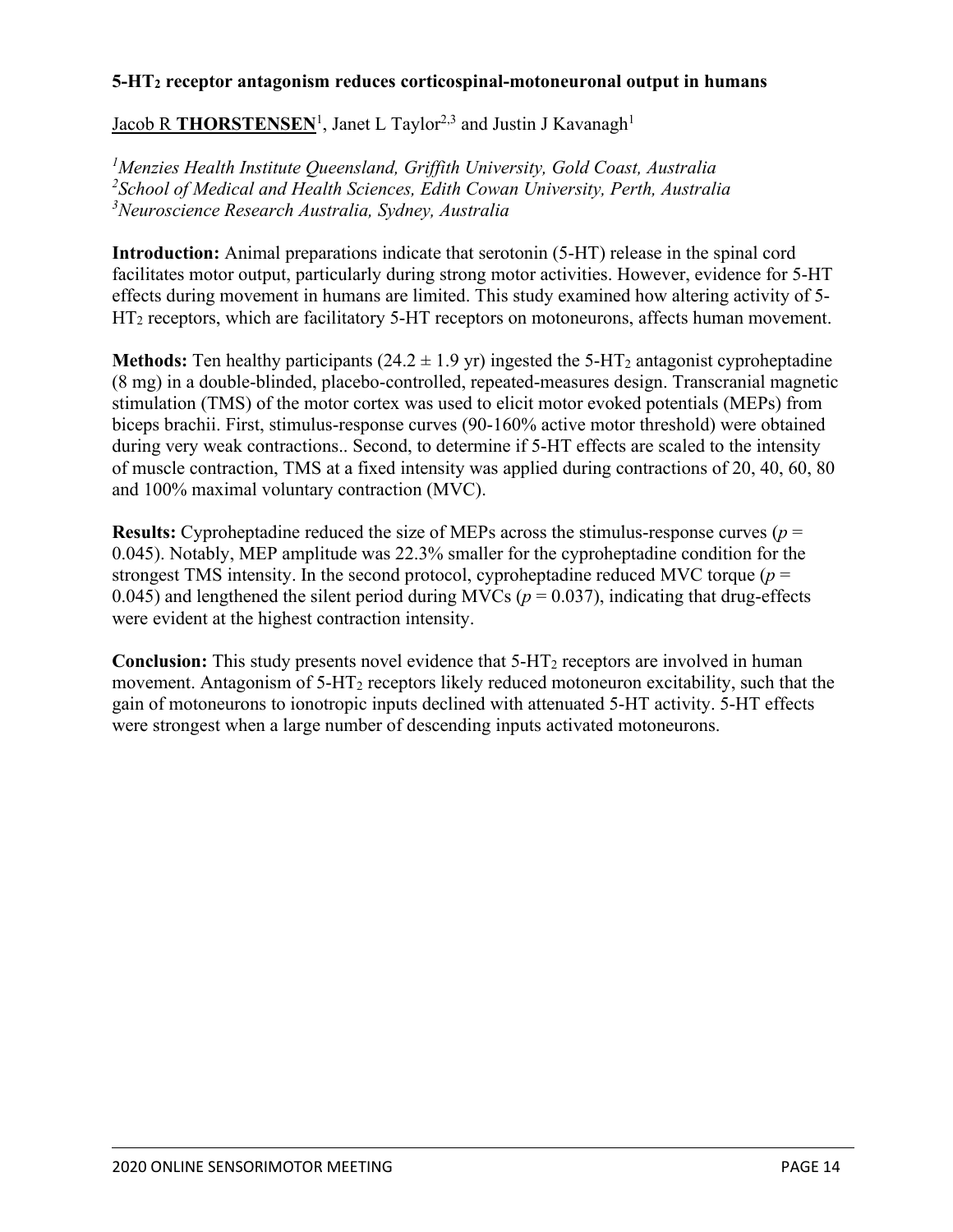# 5-$HT_2$ receptor antagonism reduces corticospinal-motoneuronal output in humans

Jacob R **THORSTENSEN**[1], Janet L Taylor[2,3] and Justin J Kavanagh[1]

*[1]Menzies Health Institute Queensland, Griffith University, Gold Coast, Australia*
*[2]School of Medical and Health Sciences, Edith Cowan University, Perth, Australia*
*[3]Neuroscience Research Australia, Sydney, Australia*

**Introduction:** Animal preparations indicate that serotonin (5-HT) release in the spinal cord facilitates motor output, particularly during strong motor activities. However, evidence for 5-HT effects during movement in humans are limited. This study examined how altering activity of 5-$HT_2$ receptors, which are facilitatory 5-HT receptors on motoneurons, affects human movement.

**Methods:** Ten healthy participants ($24.2 \pm 1.9$ yr) ingested the 5-$HT_2$ antagonist cyproheptadine (8 mg) in a double-blinded, placebo-controlled, repeated-measures design. Transcranial magnetic stimulation (TMS) of the motor cortex was used to elicit motor evoked potentials (MEPs) from biceps brachii. First, stimulus-response curves (90-160% active motor threshold) were obtained during very weak contractions.. Second, to determine if 5-HT effects are scaled to the intensity of muscle contraction, TMS at a fixed intensity was applied during contractions of 20, 40, 60, 80 and 100% maximal voluntary contraction (MVC).

**Results:** Cyproheptadine reduced the size of MEPs across the stimulus-response curves ($p = 0.045$). Notably, MEP amplitude was 22.3% smaller for the cyproheptadine condition for the strongest TMS intensity. In the second protocol, cyproheptadine reduced MVC torque ($p = 0.045$) and lengthened the silent period during MVCs ($p = 0.037$), indicating that drug-effects were evident at the highest contraction intensity.

**Conclusion:** This study presents novel evidence that 5-$HT_2$ receptors are involved in human movement. Antagonism of 5-$HT_2$ receptors likely reduced motoneuron excitability, such that the gain of motoneurons to ionotropic inputs declined with attenuated 5-HT activity. 5-HT effects were strongest when a large number of descending inputs activated motoneurons.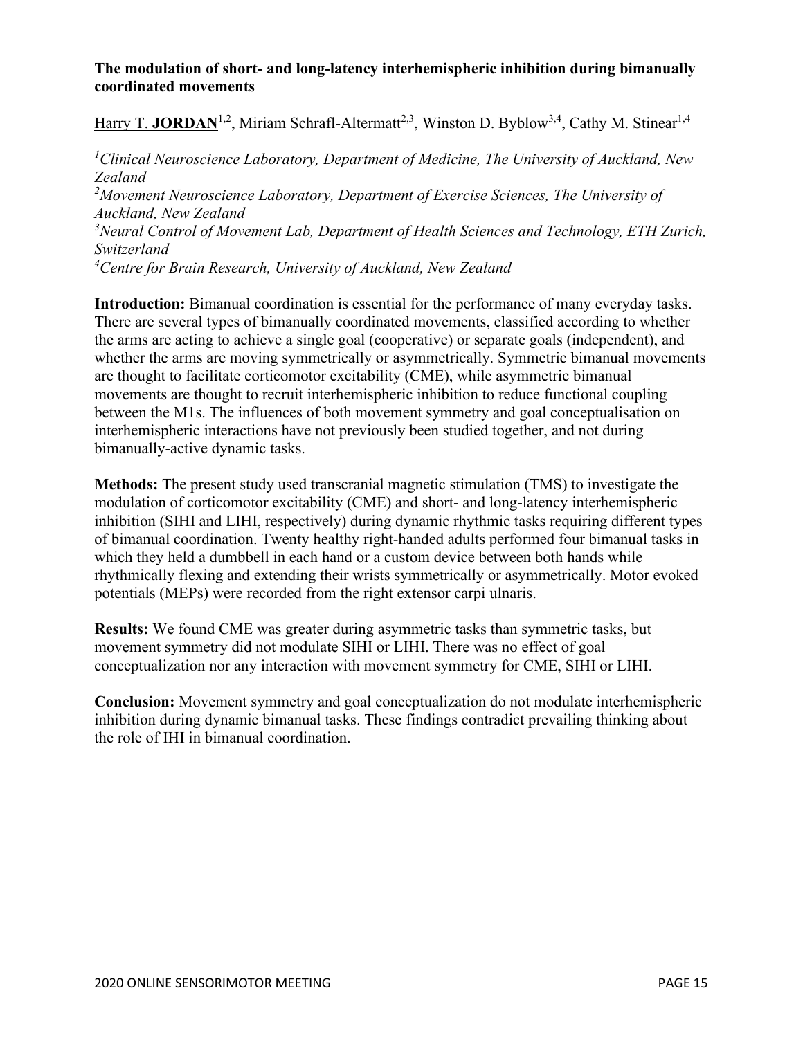## The modulation of short- and long-latency interhemispheric inhibition during bimanually coordinated movements

Harry T. **JORDAN**[1,2], Miriam Schrafl-Altermatt[2,3], Winston D. Byblow[3,4], Cathy M. Stinear[1,4]

*[1]Clinical Neuroscience Laboratory, Department of Medicine, The University of Auckland, New Zealand*
*[2]Movement Neuroscience Laboratory, Department of Exercise Sciences, The University of Auckland, New Zealand*
*[3]Neural Control of Movement Lab, Department of Health Sciences and Technology, ETH Zurich, Switzerland*
*[4]Centre for Brain Research, University of Auckland, New Zealand*

**Introduction:** Bimanual coordination is essential for the performance of many everyday tasks. There are several types of bimanually coordinated movements, classified according to whether the arms are acting to achieve a single goal (cooperative) or separate goals (independent), and whether the arms are moving symmetrically or asymmetrically. Symmetric bimanual movements are thought to facilitate corticomotor excitability (CME), while asymmetric bimanual movements are thought to recruit interhemispheric inhibition to reduce functional coupling between the M1s. The influences of both movement symmetry and goal conceptualisation on interhemispheric interactions have not previously been studied together, and not during bimanually-active dynamic tasks.

**Methods:** The present study used transcranial magnetic stimulation (TMS) to investigate the modulation of corticomotor excitability (CME) and short- and long-latency interhemispheric inhibition (SIHI and LIHI, respectively) during dynamic rhythmic tasks requiring different types of bimanual coordination. Twenty healthy right-handed adults performed four bimanual tasks in which they held a dumbbell in each hand or a custom device between both hands while rhythmically flexing and extending their wrists symmetrically or asymmetrically. Motor evoked potentials (MEPs) were recorded from the right extensor carpi ulnaris.

**Results:** We found CME was greater during asymmetric tasks than symmetric tasks, but movement symmetry did not modulate SIHI or LIHI. There was no effect of goal conceptualization nor any interaction with movement symmetry for CME, SIHI or LIHI.

**Conclusion:** Movement symmetry and goal conceptualization do not modulate interhemispheric inhibition during dynamic bimanual tasks. These findings contradict prevailing thinking about the role of IHI in bimanual coordination.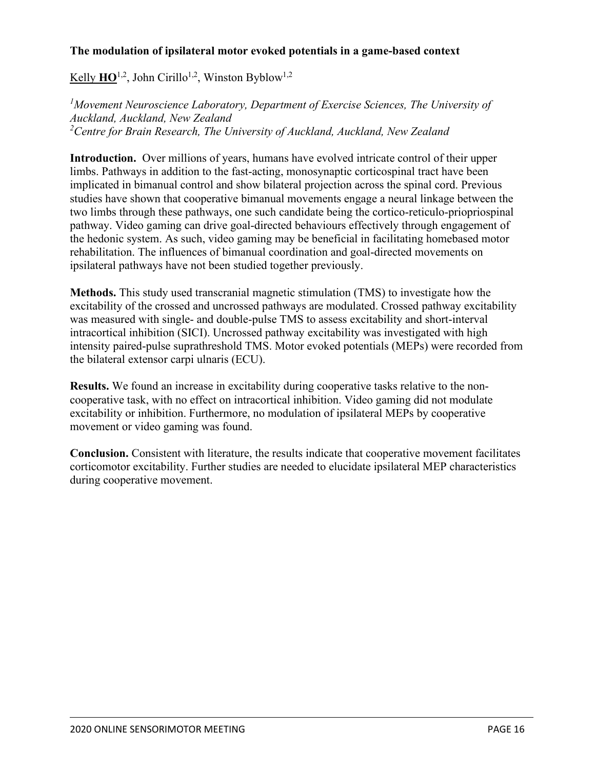## The modulation of ipsilateral motor evoked potentials in a game-based context

Kelly **HO**[1,2], John Cirillo[1,2], Winston Byblow[1,2]

*[1]Movement Neuroscience Laboratory, Department of Exercise Sciences, The University of Auckland, Auckland, New Zealand*
*[2]Centre for Brain Research, The University of Auckland, Auckland, New Zealand*

**Introduction.** Over millions of years, humans have evolved intricate control of their upper limbs. Pathways in addition to the fast-acting, monosynaptic corticospinal tract have been implicated in bimanual control and show bilateral projection across the spinal cord. Previous studies have shown that cooperative bimanual movements engage a neural linkage between the two limbs through these pathways, one such candidate being the cortico-reticulo-priopriospinal pathway. Video gaming can drive goal-directed behaviours effectively through engagement of the hedonic system. As such, video gaming may be beneficial in facilitating homebased motor rehabilitation. The influences of bimanual coordination and goal-directed movements on ipsilateral pathways have not been studied together previously.

**Methods.** This study used transcranial magnetic stimulation (TMS) to investigate how the excitability of the crossed and uncrossed pathways are modulated. Crossed pathway excitability was measured with single- and double-pulse TMS to assess excitability and short-interval intracortical inhibition (SICI). Uncrossed pathway excitability was investigated with high intensity paired-pulse suprathreshold TMS. Motor evoked potentials (MEPs) were recorded from the bilateral extensor carpi ulnaris (ECU).

**Results.** We found an increase in excitability during cooperative tasks relative to the non-cooperative task, with no effect on intracortical inhibition. Video gaming did not modulate excitability or inhibition. Furthermore, no modulation of ipsilateral MEPs by cooperative movement or video gaming was found.

**Conclusion.** Consistent with literature, the results indicate that cooperative movement facilitates corticomotor excitability. Further studies are needed to elucidate ipsilateral MEP characteristics during cooperative movement.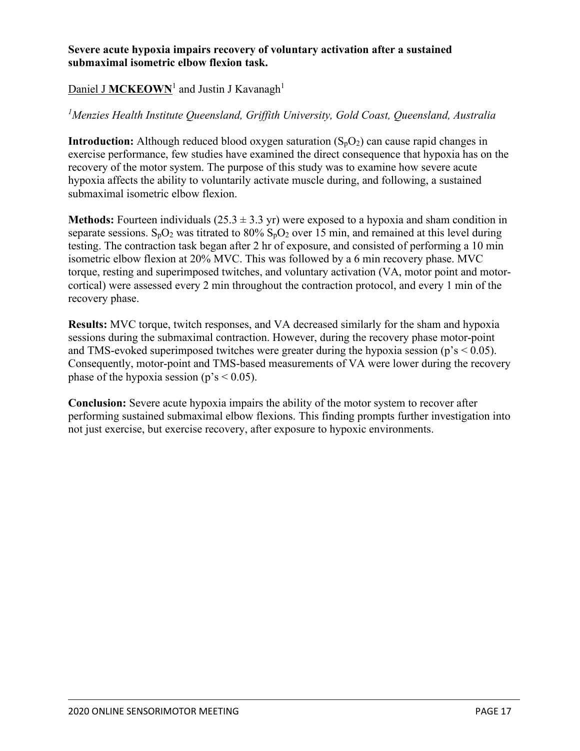**Severe acute hypoxia impairs recovery of voluntary activation after a sustained submaximal isometric elbow flexion task.**

Daniel J **MCKEOWN**[1] and Justin J Kavanagh[1]

*[1]Menzies Health Institute Queensland, Griffith University, Gold Coast, Queensland, Australia*

**Introduction:** Although reduced blood oxygen saturation ($S_pO_2$) can cause rapid changes in exercise performance, few studies have examined the direct consequence that hypoxia has on the recovery of the motor system. The purpose of this study was to examine how severe acute hypoxia affects the ability to voluntarily activate muscle during, and following, a sustained submaximal isometric elbow flexion.

**Methods:** Fourteen individuals ($25.3 \pm 3.3$ yr) were exposed to a hypoxia and sham condition in separate sessions. $S_pO_2$ was titrated to 80% $S_pO_2$ over 15 min, and remained at this level during testing. The contraction task began after 2 hr of exposure, and consisted of performing a 10 min isometric elbow flexion at 20% MVC. This was followed by a 6 min recovery phase. MVC torque, resting and superimposed twitches, and voluntary activation (VA, motor point and motor-cortical) were assessed every 2 min throughout the contraction protocol, and every 1 min of the recovery phase.

**Results:** MVC torque, twitch responses, and VA decreased similarly for the sham and hypoxia sessions during the submaximal contraction. However, during the recovery phase motor-point and TMS-evoked superimposed twitches were greater during the hypoxia session (p's $< 0.05$). Consequently, motor-point and TMS-based measurements of VA were lower during the recovery phase of the hypoxia session (p's $< 0.05$).

**Conclusion:** Severe acute hypoxia impairs the ability of the motor system to recover after performing sustained submaximal elbow flexions. This finding prompts further investigation into not just exercise, but exercise recovery, after exposure to hypoxic environments.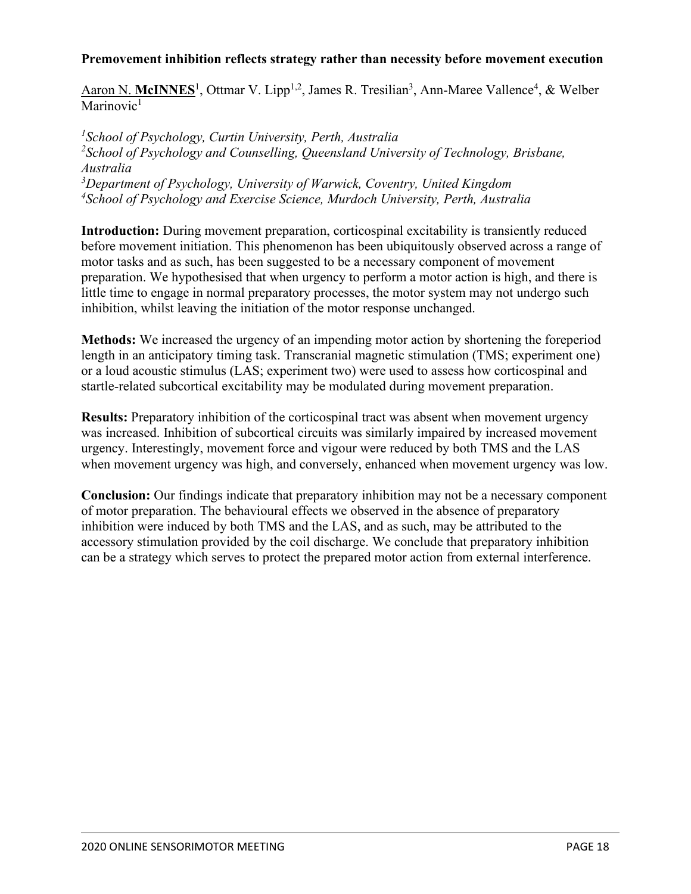**Premovement inhibition reflects strategy rather than necessity before movement execution**

Aaron N. **McINNES**[1], Ottmar V. Lipp[1,2], James R. Tresilian[3], Ann-Maree Vallence[4], & Welber Marinovic[1]

[1]*School of Psychology, Curtin University, Perth, Australia*
[2]*School of Psychology and Counselling, Queensland University of Technology, Brisbane, Australia*
[3]*Department of Psychology, University of Warwick, Coventry, United Kingdom*
[4]*School of Psychology and Exercise Science, Murdoch University, Perth, Australia*

**Introduction:** During movement preparation, corticospinal excitability is transiently reduced before movement initiation. This phenomenon has been ubiquitously observed across a range of motor tasks and as such, has been suggested to be a necessary component of movement preparation. We hypothesised that when urgency to perform a motor action is high, and there is little time to engage in normal preparatory processes, the motor system may not undergo such inhibition, whilst leaving the initiation of the motor response unchanged.

**Methods:** We increased the urgency of an impending motor action by shortening the foreperiod length in an anticipatory timing task. Transcranial magnetic stimulation (TMS; experiment one) or a loud acoustic stimulus (LAS; experiment two) were used to assess how corticospinal and startle-related subcortical excitability may be modulated during movement preparation.

**Results:** Preparatory inhibition of the corticospinal tract was absent when movement urgency was increased. Inhibition of subcortical circuits was similarly impaired by increased movement urgency. Interestingly, movement force and vigour were reduced by both TMS and the LAS when movement urgency was high, and conversely, enhanced when movement urgency was low.

**Conclusion:** Our findings indicate that preparatory inhibition may not be a necessary component of motor preparation. The behavioural effects we observed in the absence of preparatory inhibition were induced by both TMS and the LAS, and as such, may be attributed to the accessory stimulation provided by the coil discharge. We conclude that preparatory inhibition can be a strategy which serves to protect the prepared motor action from external interference.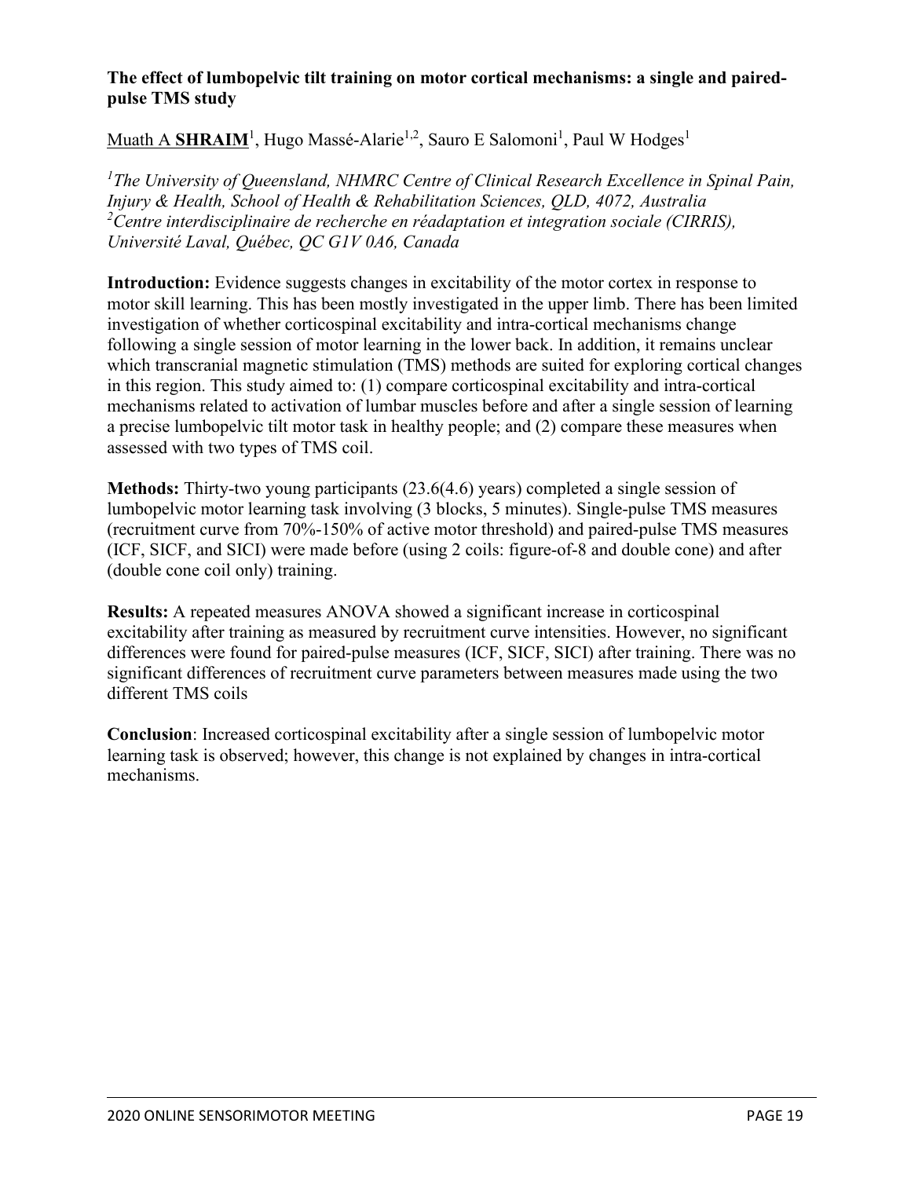**The effect of lumbopelvic tilt training on motor cortical mechanisms: a single and paired-pulse TMS study**

Muath A **SHRAIM**[1], Hugo Massé-Alarie[1,2], Sauro E Salomoni[1], Paul W Hodges[1]

*[1]The University of Queensland, NHMRC Centre of Clinical Research Excellence in Spinal Pain, Injury & Health, School of Health & Rehabilitation Sciences, QLD, 4072, Australia*
*[2]Centre interdisciplinaire de recherche en réadaptation et integration sociale (CIRRIS), Université Laval, Québec, QC G1V 0A6, Canada*

**Introduction:** Evidence suggests changes in excitability of the motor cortex in response to motor skill learning. This has been mostly investigated in the upper limb. There has been limited investigation of whether corticospinal excitability and intra-cortical mechanisms change following a single session of motor learning in the lower back. In addition, it remains unclear which transcranial magnetic stimulation (TMS) methods are suited for exploring cortical changes in this region. This study aimed to: (1) compare corticospinal excitability and intra-cortical mechanisms related to activation of lumbar muscles before and after a single session of learning a precise lumbopelvic tilt motor task in healthy people; and (2) compare these measures when assessed with two types of TMS coil.

**Methods:** Thirty-two young participants (23.6(4.6) years) completed a single session of lumbopelvic motor learning task involving (3 blocks, 5 minutes). Single-pulse TMS measures (recruitment curve from 70%-150% of active motor threshold) and paired-pulse TMS measures (ICF, SICF, and SICI) were made before (using 2 coils: figure-of-8 and double cone) and after (double cone coil only) training.

**Results:** A repeated measures ANOVA showed a significant increase in corticospinal excitability after training as measured by recruitment curve intensities. However, no significant differences were found for paired-pulse measures (ICF, SICF, SICI) after training. There was no significant differences of recruitment curve parameters between measures made using the two different TMS coils

**Conclusion**: Increased corticospinal excitability after a single session of lumbopelvic motor learning task is observed; however, this change is not explained by changes in intra-cortical mechanisms.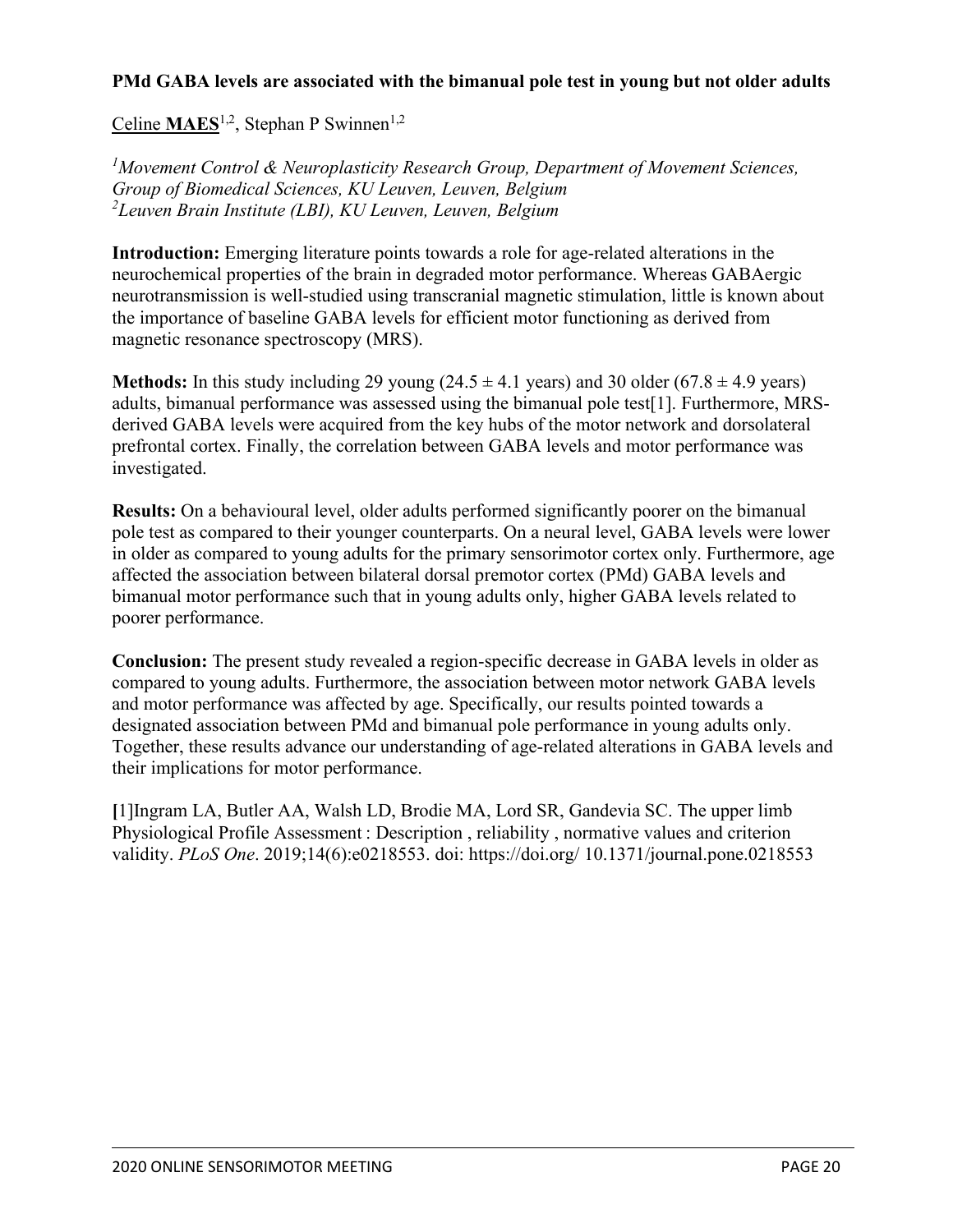**PMd GABA levels are associated with the bimanual pole test in young but not older adults**

Celine **MAES**[1,2], Stephan P Swinnen[1,2]

*[1]Movement Control & Neuroplasticity Research Group, Department of Movement Sciences, Group of Biomedical Sciences, KU Leuven, Leuven, Belgium*
*[2]Leuven Brain Institute (LBI), KU Leuven, Leuven, Belgium*

**Introduction:** Emerging literature points towards a role for age-related alterations in the neurochemical properties of the brain in degraded motor performance. Whereas GABAergic neurotransmission is well-studied using transcranial magnetic stimulation, little is known about the importance of baseline GABA levels for efficient motor functioning as derived from magnetic resonance spectroscopy (MRS).

**Methods:** In this study including 29 young ($24.5 \pm 4.1$ years) and 30 older ($67.8 \pm 4.9$ years) adults, bimanual performance was assessed using the bimanual pole test[1]. Furthermore, MRS-derived GABA levels were acquired from the key hubs of the motor network and dorsolateral prefrontal cortex. Finally, the correlation between GABA levels and motor performance was investigated.

**Results:** On a behavioural level, older adults performed significantly poorer on the bimanual pole test as compared to their younger counterparts. On a neural level, GABA levels were lower in older as compared to young adults for the primary sensorimotor cortex only. Furthermore, age affected the association between bilateral dorsal premotor cortex (PMd) GABA levels and bimanual motor performance such that in young adults only, higher GABA levels related to poorer performance.

**Conclusion:** The present study revealed a region-specific decrease in GABA levels in older as compared to young adults. Furthermore, the association between motor network GABA levels and motor performance was affected by age. Specifically, our results pointed towards a designated association between PMd and bimanual pole performance in young adults only. Together, these results advance our understanding of age-related alterations in GABA levels and their implications for motor performance.

**[**1]Ingram LA, Butler AA, Walsh LD, Brodie MA, Lord SR, Gandevia SC. The upper limb Physiological Profile Assessment : Description , reliability , normative values and criterion validity. *PLoS One*. 2019;14(6):e0218553. doi: https://doi.org/ 10.1371/journal.pone.0218553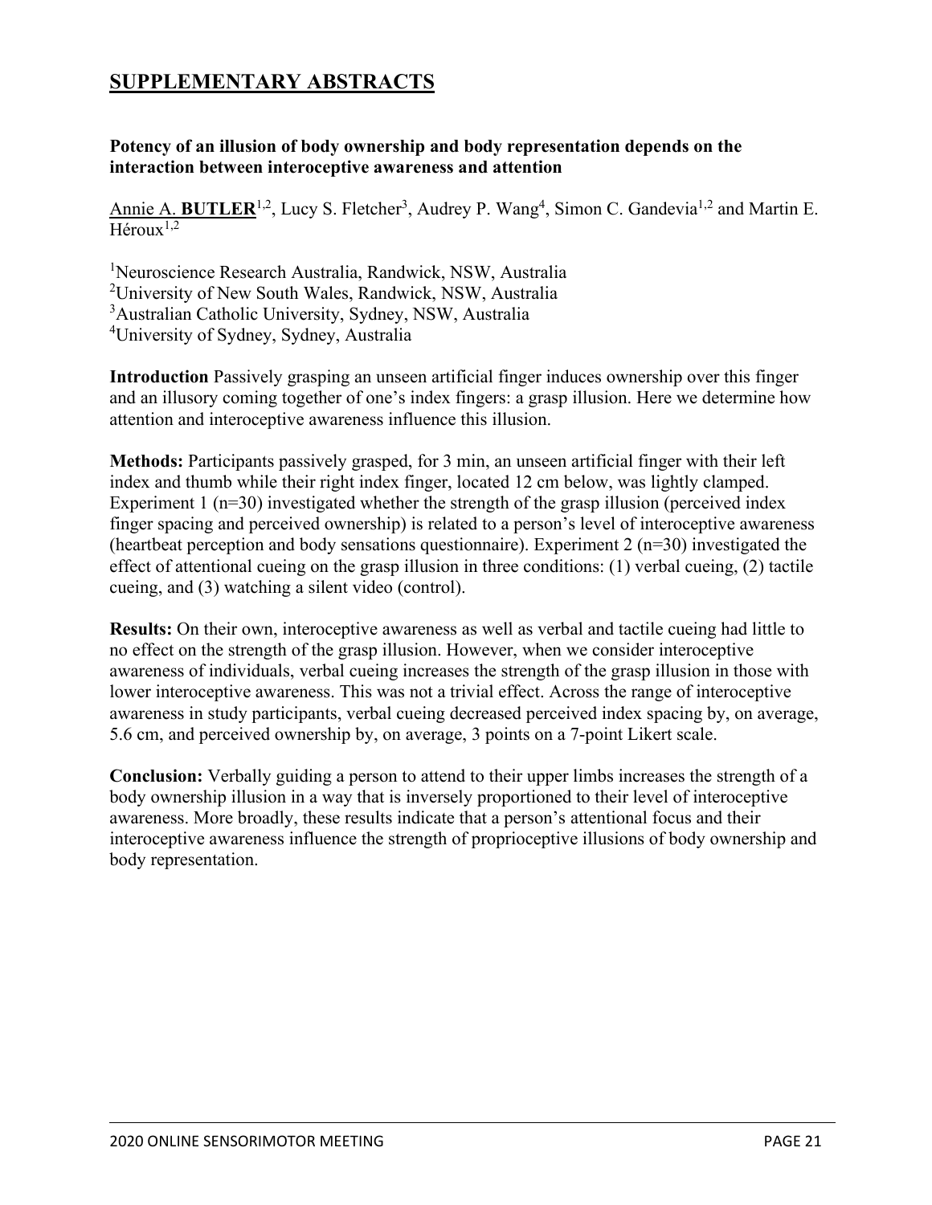# SUPPLEMENTARY ABSTRACTS

### Potency of an illusion of body ownership and body representation depends on the interaction between interoceptive awareness and attention

Annie A. **BUTLER**[1,2], Lucy S. Fletcher[3], Audrey P. Wang[4], Simon C. Gandevia[1,2] and Martin E. Héroux[1,2]

[1]Neuroscience Research Australia, Randwick, NSW, Australia
[2]University of New South Wales, Randwick, NSW, Australia
[3]Australian Catholic University, Sydney, NSW, Australia
[4]University of Sydney, Sydney, Australia

**Introduction** Passively grasping an unseen artificial finger induces ownership over this finger and an illusory coming together of one's index fingers: a grasp illusion. Here we determine how attention and interoceptive awareness influence this illusion.

**Methods:** Participants passively grasped, for 3 min, an unseen artificial finger with their left index and thumb while their right index finger, located 12 cm below, was lightly clamped. Experiment 1 (n=30) investigated whether the strength of the grasp illusion (perceived index finger spacing and perceived ownership) is related to a person's level of interoceptive awareness (heartbeat perception and body sensations questionnaire). Experiment 2 (n=30) investigated the effect of attentional cueing on the grasp illusion in three conditions: (1) verbal cueing, (2) tactile cueing, and (3) watching a silent video (control).

**Results:** On their own, interoceptive awareness as well as verbal and tactile cueing had little to no effect on the strength of the grasp illusion. However, when we consider interoceptive awareness of individuals, verbal cueing increases the strength of the grasp illusion in those with lower interoceptive awareness. This was not a trivial effect. Across the range of interoceptive awareness in study participants, verbal cueing decreased perceived index spacing by, on average, 5.6 cm, and perceived ownership by, on average, 3 points on a 7-point Likert scale.

**Conclusion:** Verbally guiding a person to attend to their upper limbs increases the strength of a body ownership illusion in a way that is inversely proportioned to their level of interoceptive awareness. More broadly, these results indicate that a person's attentional focus and their interoceptive awareness influence the strength of proprioceptive illusions of body ownership and body representation.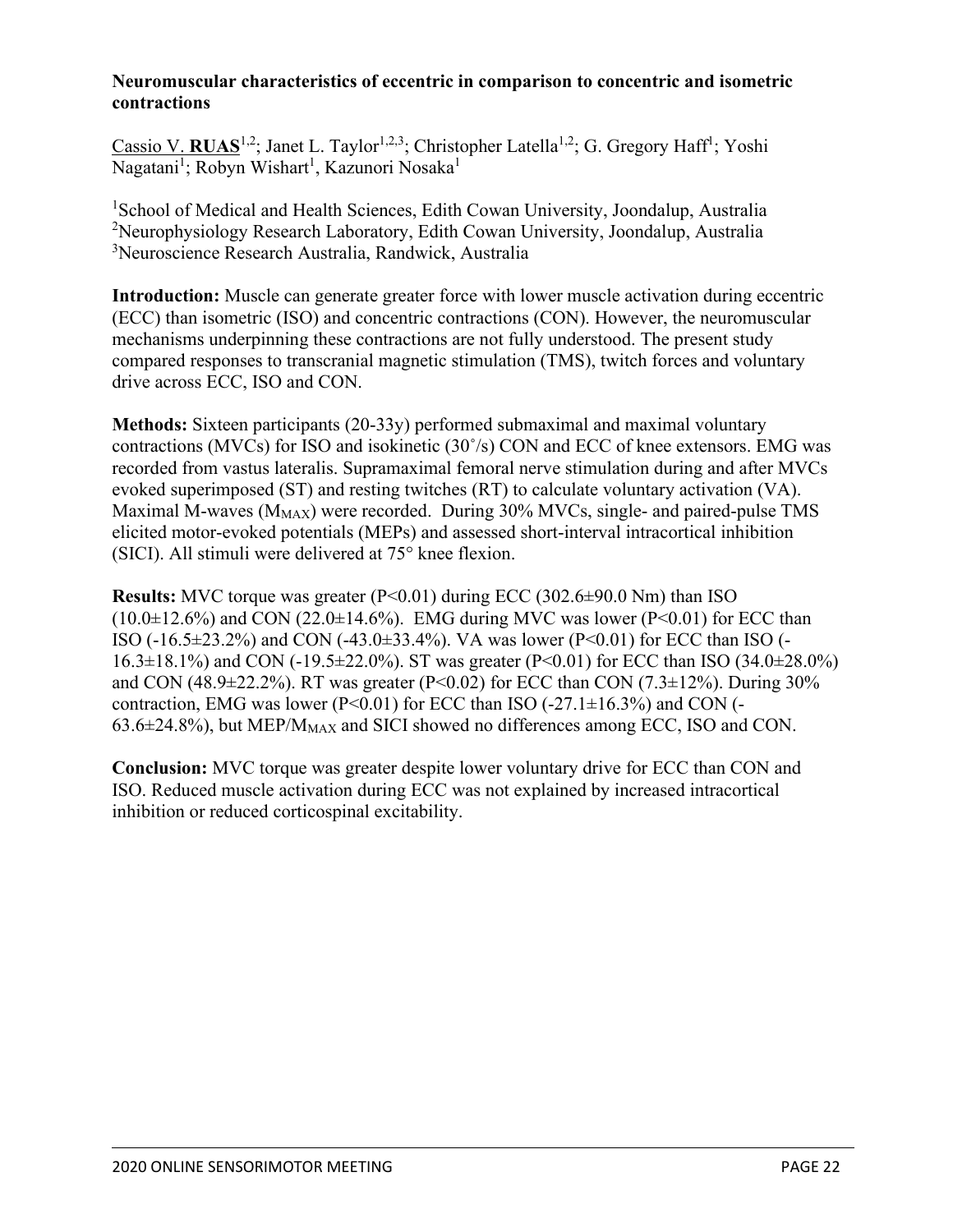**Neuromuscular characteristics of eccentric in comparison to concentric and isometric contractions**

Cassio V. **RUAS**[1,2]; Janet L. Taylor[1,2,3]; Christopher Latella[1,2]; G. Gregory Haff[1]; Yoshi Nagatani[1]; Robyn Wishart[1], Kazunori Nosaka[1]

[1]School of Medical and Health Sciences, Edith Cowan University, Joondalup, Australia
[2]Neurophysiology Research Laboratory, Edith Cowan University, Joondalup, Australia
[3]Neuroscience Research Australia, Randwick, Australia

**Introduction:** Muscle can generate greater force with lower muscle activation during eccentric (ECC) than isometric (ISO) and concentric contractions (CON). However, the neuromuscular mechanisms underpinning these contractions are not fully understood. The present study compared responses to transcranial magnetic stimulation (TMS), twitch forces and voluntary drive across ECC, ISO and CON.

**Methods:** Sixteen participants (20-33y) performed submaximal and maximal voluntary contractions (MVCs) for ISO and isokinetic (30˚/s) CON and ECC of knee extensors. EMG was recorded from vastus lateralis. Supramaximal femoral nerve stimulation during and after MVCs evoked superimposed (ST) and resting twitches (RT) to calculate voluntary activation (VA). Maximal M-waves ($M_{MAX}$) were recorded. During 30% MVCs, single- and paired-pulse TMS elicited motor-evoked potentials (MEPs) and assessed short-interval intracortical inhibition (SICI). All stimuli were delivered at 75° knee flexion.

**Results:** MVC torque was greater ($P<0.01$) during ECC (302.6±90.0 Nm) than ISO (10.0±12.6%) and CON (22.0±14.6%). EMG during MVC was lower ($P<0.01$) for ECC than ISO (-16.5±23.2%) and CON (-43.0±33.4%). VA was lower ($P<0.01$) for ECC than ISO (-16.3±18.1%) and CON (-19.5±22.0%). ST was greater ($P<0.01$) for ECC than ISO (34.0±28.0%) and CON (48.9±22.2%). RT was greater ($P<0.02$) for ECC than CON (7.3±12%). During 30% contraction, EMG was lower ($P<0.01$) for ECC than ISO (-27.1±16.3%) and CON (-63.6±24.8%), but MEP/$M_{MAX}$ and SICI showed no differences among ECC, ISO and CON.

**Conclusion:** MVC torque was greater despite lower voluntary drive for ECC than CON and ISO. Reduced muscle activation during ECC was not explained by increased intracortical inhibition or reduced corticospinal excitability.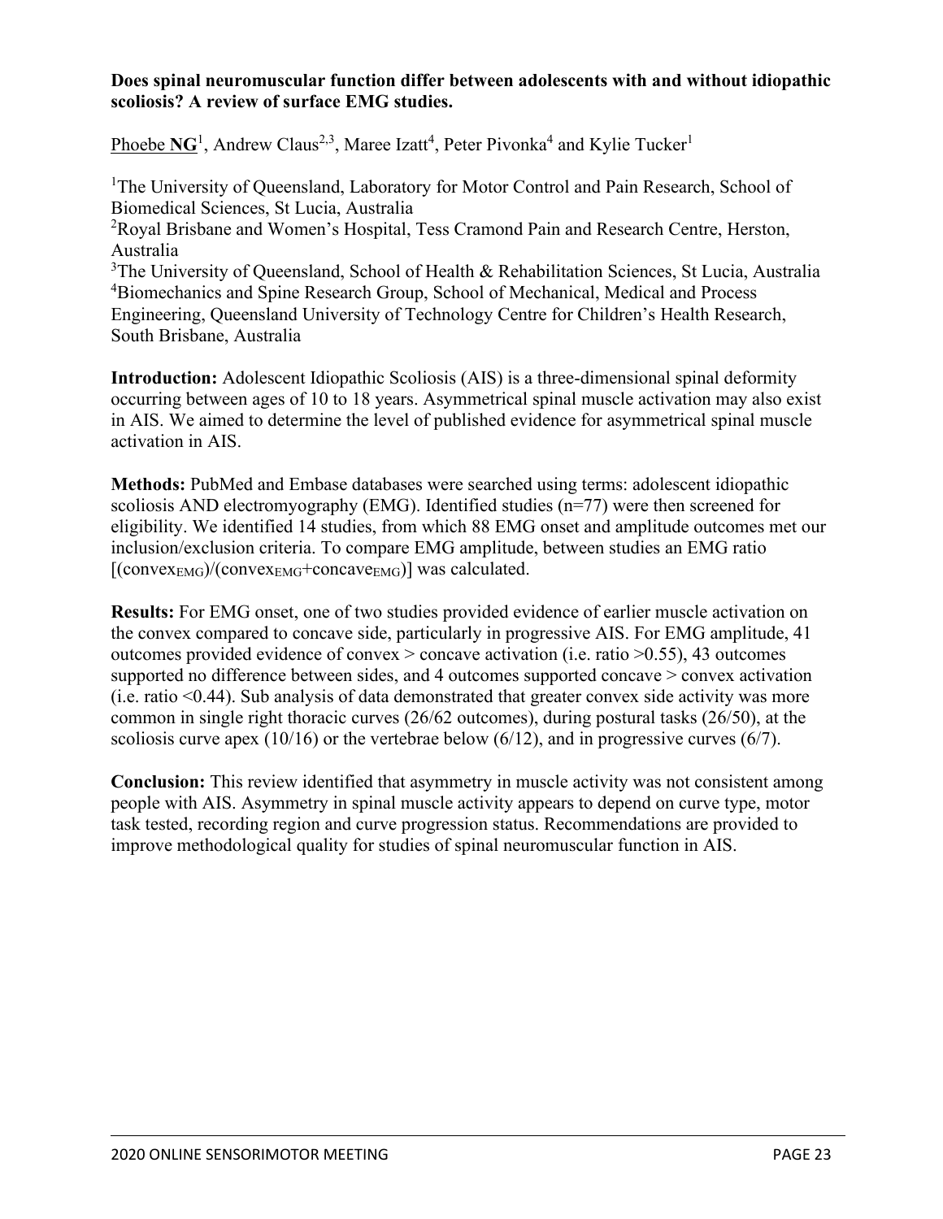**Does spinal neuromuscular function differ between adolescents with and without idiopathic scoliosis? A review of surface EMG studies.**

Phoebe **NG**[1], Andrew Claus[2,3], Maree Izatt[4], Peter Pivonka[4] and Kylie Tucker[1]

[1]The University of Queensland, Laboratory for Motor Control and Pain Research, School of Biomedical Sciences, St Lucia, Australia
[2]Royal Brisbane and Women's Hospital, Tess Cramond Pain and Research Centre, Herston, Australia
[3]The University of Queensland, School of Health & Rehabilitation Sciences, St Lucia, Australia
[4]Biomechanics and Spine Research Group, School of Mechanical, Medical and Process Engineering, Queensland University of Technology Centre for Children's Health Research, South Brisbane, Australia

**Introduction:** Adolescent Idiopathic Scoliosis (AIS) is a three-dimensional spinal deformity occurring between ages of 10 to 18 years. Asymmetrical spinal muscle activation may also exist in AIS. We aimed to determine the level of published evidence for asymmetrical spinal muscle activation in AIS.

**Methods:** PubMed and Embase databases were searched using terms: adolescent idiopathic scoliosis AND electromyography (EMG). Identified studies (n=77) were then screened for eligibility. We identified 14 studies, from which 88 EMG onset and amplitude outcomes met our inclusion/exclusion criteria. To compare EMG amplitude, between studies an EMG ratio $[(convex_{EMG})/(convex_{EMG}+concave_{EMG})]$ was calculated.

**Results:** For EMG onset, one of two studies provided evidence of earlier muscle activation on the convex compared to concave side, particularly in progressive AIS. For EMG amplitude, 41 outcomes provided evidence of convex > concave activation (i.e. ratio >0.55), 43 outcomes supported no difference between sides, and 4 outcomes supported concave > convex activation (i.e. ratio <0.44). Sub analysis of data demonstrated that greater convex side activity was more common in single right thoracic curves (26/62 outcomes), during postural tasks (26/50), at the scoliosis curve apex (10/16) or the vertebrae below (6/12), and in progressive curves (6/7).

**Conclusion:** This review identified that asymmetry in muscle activity was not consistent among people with AIS. Asymmetry in spinal muscle activity appears to depend on curve type, motor task tested, recording region and curve progression status. Recommendations are provided to improve methodological quality for studies of spinal neuromuscular function in AIS.